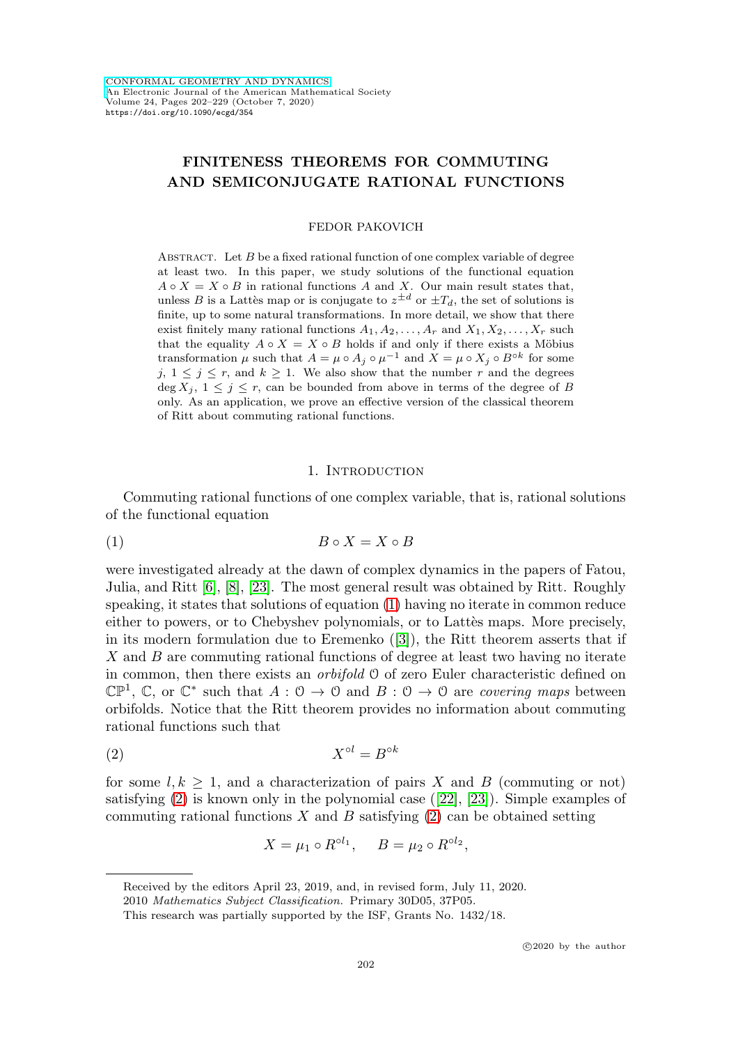# FINITENESS THEOREMS FOR COMMUTING AND SEMICONJUGATE RATIONAL FUNCTIONS

FEDOR PAKOVICH

Abstract. Let $B$ be a fixed rational function of one complex variable of degree at least two. In this paper, we study solutions of the functional equation $A \circ X = X \circ B$ in rational functions $A$ and $X$. Our main result states that, unless $B$ is a Lattès map or is conjugate to $z^{\pm d}$ or $\pm T_d$, the set of solutions is finite, up to some natural transformations. In more detail, we show that there exist finitely many rational functions $A_1, A_2, \dots, A_r$ and $X_1, X_2, \dots, X_r$ such that the equality $A \circ X = X \circ B$ holds if and only if there exists a Möbius transformation $\mu$ such that $A = \mu \circ A_j \circ \mu^{-1}$ and $X = \mu \circ X_j \circ B^{\circ k}$ for some $j$, $1 \leq j \leq r$, and $k \geq 1$. We also show that the number $r$ and the degrees $\deg X_j$, $1 \leq j \leq r$, can be bounded from above in terms of the degree of $B$ only. As an application, we prove an effective version of the classical theorem of Ritt about commuting rational functions.

## 1. Introduction

Commuting rational functions of one complex variable, that is, rational solutions of the functional equation

$$B \circ X = X \circ B \tag{1}$$

were investigated already at the dawn of complex dynamics in the papers of Fatou, Julia, and Ritt [6], [8], [23]. The most general result was obtained by Ritt. Roughly speaking, it states that solutions of equation (1) having no iterate in common reduce either to powers, or to Chebyshev polynomials, or to Lattès maps. More precisely, in its modern formulation due to Eremenko ([3]), the Ritt theorem asserts that if $X$ and $B$ are commuting rational functions of degree at least two having no iterate in common, then there exists an *orbifold* $\mathcal{O}$ of zero Euler characteristic defined on $\mathbb{CP}^1$, $\mathbb{C}$, or $\mathbb{C}^*$ such that $A : \mathcal{O} \to \mathcal{O}$ and $B : \mathcal{O} \to \mathcal{O}$ are *covering maps* between orbifolds. Notice that the Ritt theorem provides no information about commuting rational functions such that

$$X^{\circ l} = B^{\circ k} \tag{2}$$

for some $l, k \geq 1$, and a characterization of pairs $X$ and $B$ (commuting or not) satisfying (2) is known only in the polynomial case ([22], [23]). Simple examples of commuting rational functions $X$ and $B$ satisfying (2) can be obtained setting

$$X = \mu_1 \circ R^{\circ l_1}, \quad B = \mu_2 \circ R^{\circ l_2},$$

Received by the editors April 23, 2019, and, in revised form, July 11, 2020.

2010 *Mathematics Subject Classification.* Primary 30D05, 37P05.

This research was partially supported by the ISF, Grants No. 1432/18.

©2020 by the author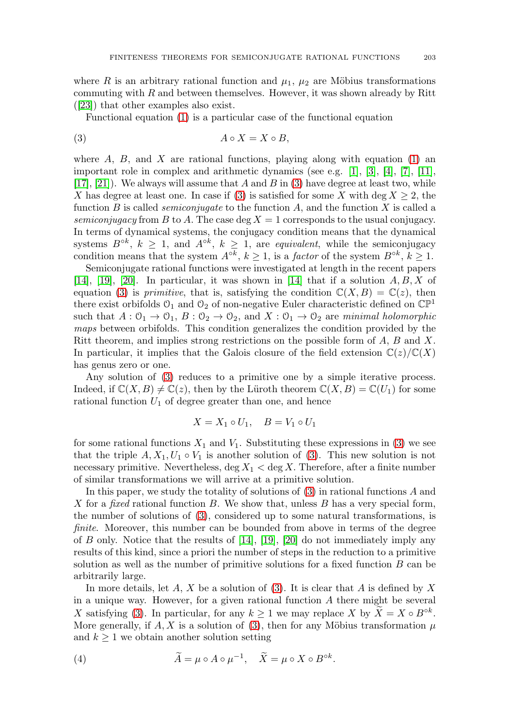where $R$ is an arbitrary rational function and $\mu_1$, $\mu_2$ are Möbius transformations commuting with $R$ and between themselves. However, it was shown already by Ritt ([23]) that other examples also exist.

Functional equation (1) is a particular case of the functional equation

$$A \circ X = X \circ B, \tag{3}$$

where $A$, $B$, and $X$ are rational functions, playing along with equation (1) an important role in complex and arithmetic dynamics (see e.g. [1], [3], [4], [7], [11], [17], [21]). We always will assume that $A$ and $B$ in (3) have degree at least two, while $X$ has degree at least one. In case if (3) is satisfied for some $X$ with $\deg X \geq 2$, the function $B$ is called *semiconjugate* to the function $A$, and the function $X$ is called a *semiconjugacy* from $B$ to $A$. The case $\deg X = 1$ corresponds to the usual conjugacy. In terms of dynamical systems, the conjugacy condition means that the dynamical systems $B^{\circ k}$, $k \geq 1$, and $A^{\circ k}$, $k \geq 1$, are *equivalent*, while the semiconjugacy condition means that the system $A^{\circ k}$, $k \geq 1$, is a *factor* of the system $B^{\circ k}$, $k \geq 1$.

Semiconjugate rational functions were investigated at length in the recent papers [14], [19], [20]. In particular, it was shown in [14] that if a solution $A, B, X$ of equation (3) is *primitive*, that is, satisfying the condition $\mathbb{C}(X, B) = \mathbb{C}(z)$, then there exist orbifolds $\mathcal{O}_1$ and $\mathcal{O}_2$ of non-negative Euler characteristic defined on $\mathbb{CP}^1$ such that $A : \mathcal{O}_1 \to \mathcal{O}_1$, $B : \mathcal{O}_2 \to \mathcal{O}_2$, and $X : \mathcal{O}_1 \to \mathcal{O}_2$ are *minimal holomorphic maps* between orbifolds. This condition generalizes the condition provided by the Ritt theorem, and implies strong restrictions on the possible form of $A$, $B$ and $X$. In particular, it implies that the Galois closure of the field extension $\mathbb{C}(z)/\mathbb{C}(X)$ has genus zero or one.

Any solution of (3) reduces to a primitive one by a simple iterative process. Indeed, if $\mathbb{C}(X, B) \neq \mathbb{C}(z)$, then by the Lüroth theorem $\mathbb{C}(X, B) = \mathbb{C}(U_1)$ for some rational function $U_1$ of degree greater than one, and hence

$$X = X_1 \circ U_1, \quad B = V_1 \circ U_1$$

for some rational functions $X_1$ and $V_1$. Substituting these expressions in (3) we see that the triple $A, X_1, U_1 \circ V_1$ is another solution of (3). This new solution is not necessary primitive. Nevertheless, $\deg X_1 < \deg X$. Therefore, after a finite number of similar transformations we will arrive at a primitive solution.

In this paper, we study the totality of solutions of (3) in rational functions $A$ and $X$ for a *fixed* rational function $B$. We show that, unless $B$ has a very special form, the number of solutions of (3), considered up to some natural transformations, is *finite*. Moreover, this number can be bounded from above in terms of the degree of $B$ only. Notice that the results of [14], [19], [20] do not immediately imply any results of this kind, since a priori the number of steps in the reduction to a primitive solution as well as the number of primitive solutions for a fixed function $B$ can be arbitrarily large.

In more details, let $A$, $X$ be a solution of (3). It is clear that $A$ is defined by $X$ in a unique way. However, for a given rational function $A$ there might be several $X$ satisfying (3). In particular, for any $k \geq 1$ we may replace $X$ by $\widetilde{X} = X \circ B^{\circ k}$. More generally, if $A, X$ is a solution of (3), then for any Möbius transformation $\mu$ and $k \geq 1$ we obtain another solution setting

$$\widetilde{A} = \mu \circ A \circ \mu^{-1}, \quad \widetilde{X} = \mu \circ X \circ B^{\circ k}. \tag{4}$$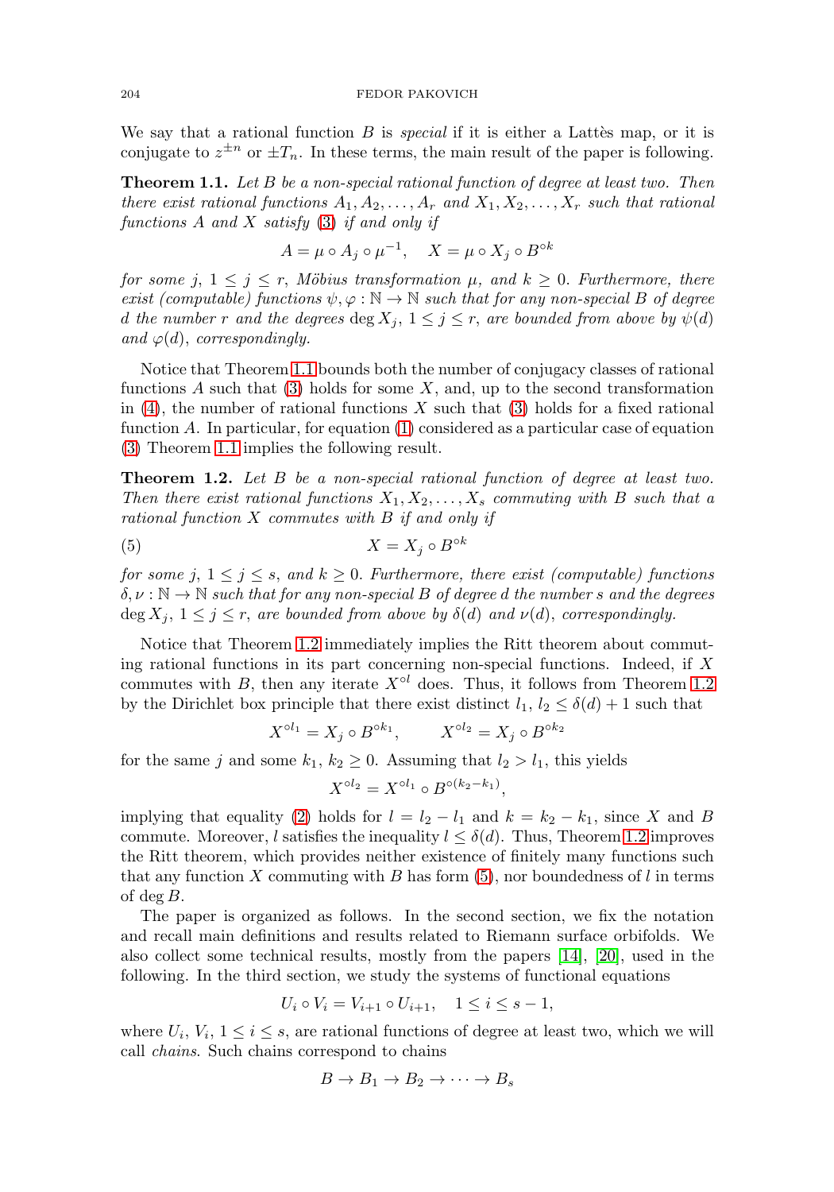We say that a rational function $B$ is *special* if it is either a Lattès map, or it is conjugate to $z^{\pm n}$ or $\pm T_n$. In these terms, the main result of the paper is following.

**Theorem 1.1.** *Let $B$ be a non-special rational function of degree at least two. Then there exist rational functions $A_1, A_2, \dots, A_r$ and $X_1, X_2, \dots, X_r$ such that rational functions $A$ and $X$ satisfy (3) if and only if*

$$A = \mu \circ A_j \circ \mu^{-1}, \quad X = \mu \circ X_j \circ B^{\circ k}$$

*for some $j$, $1 \leq j \leq r$, Möbius transformation $\mu$, and $k \geq 0$. Furthermore, there exist (computable) functions $\psi, \varphi : \mathbb{N} \to \mathbb{N}$ such that for any non-special $B$ of degree $d$ the number $r$ and the degrees $\deg X_j$, $1 \leq j \leq r$, are bounded from above by $\psi(d)$ and $\varphi(d)$, correspondingly.*

Notice that Theorem 1.1 bounds both the number of conjugacy classes of rational functions $A$ such that (3) holds for some $X$, and, up to the second transformation in (4), the number of rational functions $X$ such that (3) holds for a fixed rational function $A$. In particular, for equation (1) considered as a particular case of equation (3) Theorem 1.1 implies the following result.

**Theorem 1.2.** *Let $B$ be a non-special rational function of degree at least two. Then there exist rational functions $X_1, X_2, \dots, X_s$ commuting with $B$ such that a rational function $X$ commutes with $B$ if and only if*

$$X = X_j \circ B^{\circ k} \tag{5}$$

*for some $j$, $1 \leq j \leq s$, and $k \geq 0$. Furthermore, there exist (computable) functions $\delta, \nu : \mathbb{N} \to \mathbb{N}$ such that for any non-special $B$ of degree $d$ the number $s$ and the degrees $\deg X_j$, $1 \leq j \leq r$, are bounded from above by $\delta(d)$ and $\nu(d)$, correspondingly.*

Notice that Theorem 1.2 immediately implies the Ritt theorem about commuting rational functions in its part concerning non-special functions. Indeed, if $X$ commutes with $B$, then any iterate $X^{\circ l}$ does. Thus, it follows from Theorem 1.2 by the Dirichlet box principle that there exist distinct $l_1$, $l_2 \leq \delta(d) + 1$ such that

$$X^{\circ l_1} = X_j \circ B^{\circ k_1}, \qquad X^{\circ l_2} = X_j \circ B^{\circ k_2}$$

for the same $j$ and some $k_1$, $k_2 \geq 0$. Assuming that $l_2 > l_1$, this yields

$$X^{\circ l_2} = X^{\circ l_1} \circ B^{\circ (k_2 - k_1)},$$

implying that equality (2) holds for $l = l_2 - l_1$ and $k = k_2 - k_1$, since $X$ and $B$ commute. Moreover, $l$ satisfies the inequality $l \leq \delta(d)$. Thus, Theorem 1.2 improves the Ritt theorem, which provides neither existence of finitely many functions such that any function $X$ commuting with $B$ has form (5), nor boundedness of $l$ in terms of $\deg B$.

The paper is organized as follows. In the second section, we fix the notation and recall main definitions and results related to Riemann surface orbifolds. We also collect some technical results, mostly from the papers [14], [20], used in the following. In the third section, we study the systems of functional equations

$$U_i \circ V_i = V_{i+1} \circ U_{i+1}, \quad 1 \leq i \leq s - 1,$$

where $U_i$, $V_i$, $1 \leq i \leq s$, are rational functions of degree at least two, which we will call *chains*. Such chains correspond to chains

$$B \to B_1 \to B_2 \to \cdots \to B_s$$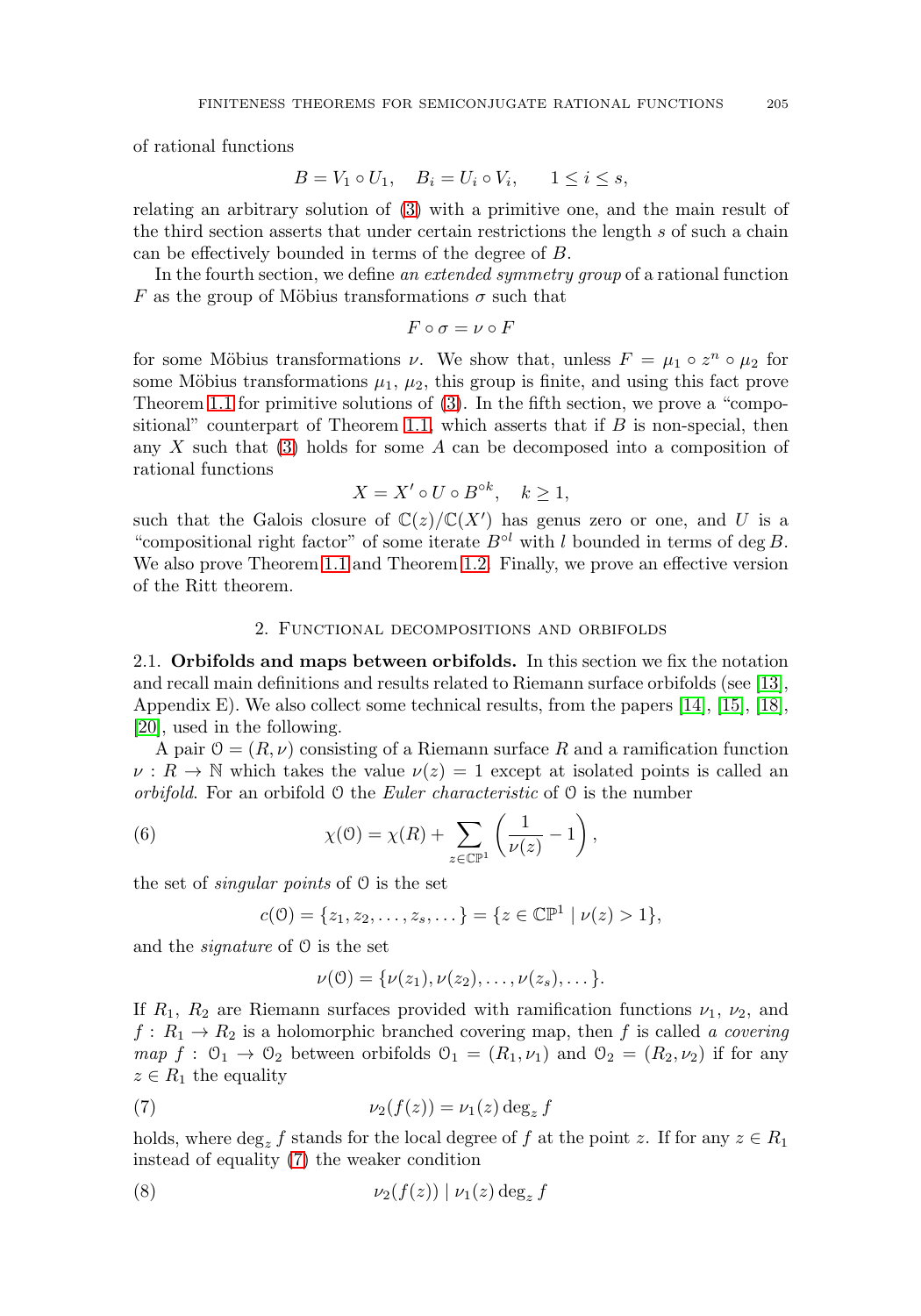of rational functions

$$B = V_1 \circ U_1, \quad B_i = U_i \circ V_i, \qquad 1 \leq i \leq s,$$

relating an arbitrary solution of (3) with a primitive one, and the main result of the third section asserts that under certain restrictions the length $s$ of such a chain can be effectively bounded in terms of the degree of $B$.

In the fourth section, we define *an extended symmetry group* of a rational function $F$ as the group of Möbius transformations $\sigma$ such that

$$F \circ \sigma = \nu \circ F$$

for some Möbius transformations $\nu$. We show that, unless $F = \mu_1 \circ z^n \circ \mu_2$ for some Möbius transformations $\mu_1$, $\mu_2$, this group is finite, and using this fact prove Theorem 1.1 for primitive solutions of (3). In the fifth section, we prove a "compositional" counterpart of Theorem 1.1, which asserts that if $B$ is non-special, then any $X$ such that (3) holds for some $A$ can be decomposed into a composition of rational functions

$$X = X' \circ U \circ B^{\circ k}, \quad k \geq 1,$$

such that the Galois closure of $\mathbb{C}(z)/\mathbb{C}(X')$ has genus zero or one, and $U$ is a "compositional right factor" of some iterate $B^{\circ l}$ with $l$ bounded in terms of $\deg B$. We also prove Theorem 1.1 and Theorem 1.2. Finally, we prove an effective version of the Ritt theorem.

## 2. Functional decompositions and orbifolds

**2.1. Orbifolds and maps between orbifolds.** In this section we fix the notation and recall main definitions and results related to Riemann surface orbifolds (see [13], Appendix E). We also collect some technical results, from the papers [14], [15], [18], [20], used in the following.

A pair $\mathcal{O} = (R, \nu)$ consisting of a Riemann surface $R$ and a ramification function $\nu : R \to \mathbb{N}$ which takes the value $\nu(z) = 1$ except at isolated points is called an *orbifold*. For an orbifold $\mathcal{O}$ the *Euler characteristic* of $\mathcal{O}$ is the number

$$\chi(\mathcal{O}) = \chi(R) + \sum_{z \in \mathbb{CP}^1} \left( \frac{1}{\nu(z)} - 1 \right), \tag{6}$$

the set of *singular points* of $\mathcal{O}$ is the set

$$c(\mathcal{O}) = \{z_1, z_2, \dots, z_s, \dots\} = \{z \in \mathbb{CP}^1 \mid \nu(z) > 1\},$$

and the *signature* of $\mathcal{O}$ is the set

$$\nu(\mathcal{O}) = \{\nu(z_1), \nu(z_2), \dots, \nu(z_s), \dots\}.$$

If $R_1$, $R_2$ are Riemann surfaces provided with ramification functions $\nu_1$, $\nu_2$, and $f : R_1 \to R_2$ is a holomorphic branched covering map, then $f$ is called *a covering map* $f : \mathcal{O}_1 \to \mathcal{O}_2$ between orbifolds $\mathcal{O}_1 = (R_1, \nu_1)$ and $\mathcal{O}_2 = (R_2, \nu_2)$ if for any $z \in R_1$ the equality

$$\nu_2(f(z)) = \nu_1(z) \deg_z f \tag{7}$$

holds, where $\deg_z f$ stands for the local degree of $f$ at the point $z$. If for any $z \in R_1$ instead of equality (7) the weaker condition

$$\nu_2(f(z)) \mid \nu_1(z) \deg_z f \tag{8}$$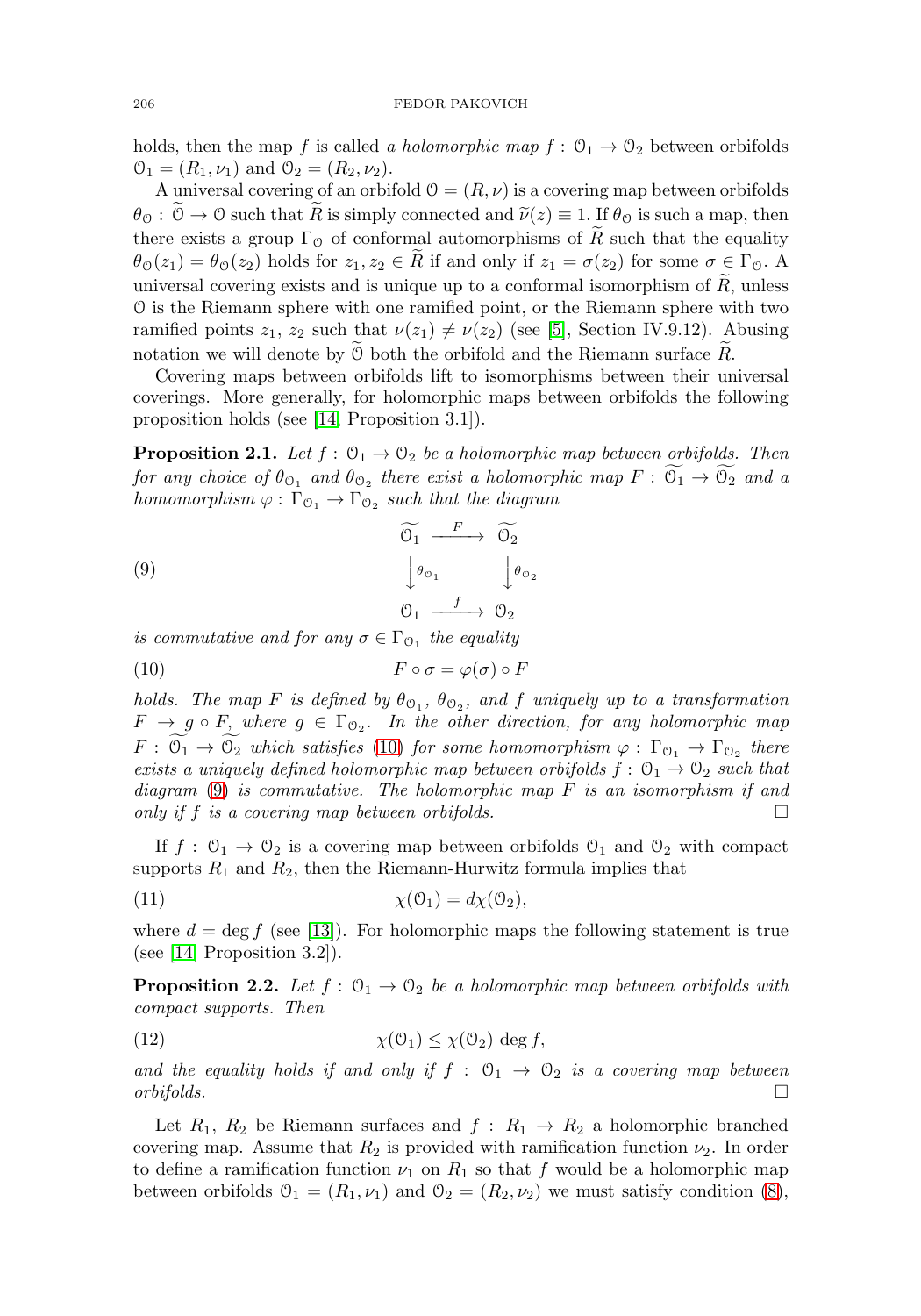holds, then the map $f$ is called *a holomorphic map* $f : \mathcal{O}_1 \to \mathcal{O}_2$ between orbifolds $\mathcal{O}_1 = (R_1, \nu_1)$ and $\mathcal{O}_2 = (R_2, \nu_2)$.

A universal covering of an orbifold $\mathcal{O} = (R, \nu)$ is a covering map between orbifolds $\theta_{\mathcal{O}} : \widetilde{\mathcal{O}} \to \mathcal{O}$ such that $\widetilde{R}$ is simply connected and $\widetilde{\nu}(z) \equiv 1$. If $\theta_{\mathcal{O}}$ is such a map, then there exists a group $\Gamma_{\mathcal{O}}$ of conformal automorphisms of $\widetilde{R}$ such that the equality $\theta_{\mathcal{O}}(z_1) = \theta_{\mathcal{O}}(z_2)$ holds for $z_1, z_2 \in \widetilde{R}$ if and only if $z_1 = \sigma(z_2)$ for some $\sigma \in \Gamma_{\mathcal{O}}$. A universal covering exists and is unique up to a conformal isomorphism of $\widetilde{R}$, unless $\mathcal{O}$ is the Riemann sphere with one ramified point, or the Riemann sphere with two ramified points $z_1$, $z_2$ such that $\nu(z_1) \neq \nu(z_2)$ (see [5], Section IV.9.12). Abusing notation we will denote by $\widetilde{\mathcal{O}}$ both the orbifold and the Riemann surface $\widetilde{R}$.

Covering maps between orbifolds lift to isomorphisms between their universal coverings. More generally, for holomorphic maps between orbifolds the following proposition holds (see [14, Proposition 3.1]).

**Proposition 2.1.** *Let $f : \mathcal{O}_1 \to \mathcal{O}_2$ be a holomorphic map between orbifolds. Then for any choice of $\theta_{\mathcal{O}_1}$ and $\theta_{\mathcal{O}_2}$ there exist a holomorphic map $F : \widetilde{\mathcal{O}_1} \to \widetilde{\mathcal{O}_2}$ and a homomorphism $\varphi : \Gamma_{\mathcal{O}_1} \to \Gamma_{\mathcal{O}_2}$ such that the diagram*

$$
\begin{array}{ccc}
\widetilde{\mathcal{O}_1} & \xrightarrow{\ F\ } & \widetilde{\mathcal{O}_2} \\
\big\downarrow \theta_{\mathcal{O}_1} & & \big\downarrow \theta_{\mathcal{O}_2} \\
\mathcal{O}_1 & \xrightarrow{\ f\ } & \mathcal{O}_2
\end{array}
\tag{9}
$$

*is commutative and for any $\sigma \in \Gamma_{\mathcal{O}_1}$ the equality*

$$F \circ \sigma = \varphi(\sigma) \circ F \tag{10}$$

*holds. The map $F$ is defined by $\theta_{\mathcal{O}_1}$, $\theta_{\mathcal{O}_2}$, and $f$ uniquely up to a transformation $F \to g \circ F$, where $g \in \Gamma_{\mathcal{O}_2}$. In the other direction, for any holomorphic map $F : \widetilde{\mathcal{O}_1} \to \widetilde{\mathcal{O}_2}$ which satisfies (10) for some homomorphism $\varphi : \Gamma_{\mathcal{O}_1} \to \Gamma_{\mathcal{O}_2}$ there exists a uniquely defined holomorphic map between orbifolds $f : \mathcal{O}_1 \to \mathcal{O}_2$ such that diagram (9) is commutative. The holomorphic map $F$ is an isomorphism if and only if $f$ is a covering map between orbifolds.* □

If $f : \mathcal{O}_1 \to \mathcal{O}_2$ is a covering map between orbifolds $\mathcal{O}_1$ and $\mathcal{O}_2$ with compact supports $R_1$ and $R_2$, then the Riemann-Hurwitz formula implies that

$$\chi(\mathcal{O}_1) = d\chi(\mathcal{O}_2), \tag{11}$$

where $d = \deg f$ (see [13]). For holomorphic maps the following statement is true (see [14, Proposition 3.2]).

**Proposition 2.2.** *Let $f : \mathcal{O}_1 \to \mathcal{O}_2$ be a holomorphic map between orbifolds with compact supports. Then*

$$\chi(\mathcal{O}_1) \leq \chi(\mathcal{O}_2) \deg f, \tag{12}$$

*and the equality holds if and only if $f : \mathcal{O}_1 \to \mathcal{O}_2$ is a covering map between orbifolds.* □

Let $R_1$, $R_2$ be Riemann surfaces and $f : R_1 \to R_2$ a holomorphic branched covering map. Assume that $R_2$ is provided with ramification function $\nu_2$. In order to define a ramification function $\nu_1$ on $R_1$ so that $f$ would be a holomorphic map between orbifolds $\mathcal{O}_1 = (R_1, \nu_1)$ and $\mathcal{O}_2 = (R_2, \nu_2)$ we must satisfy condition (8),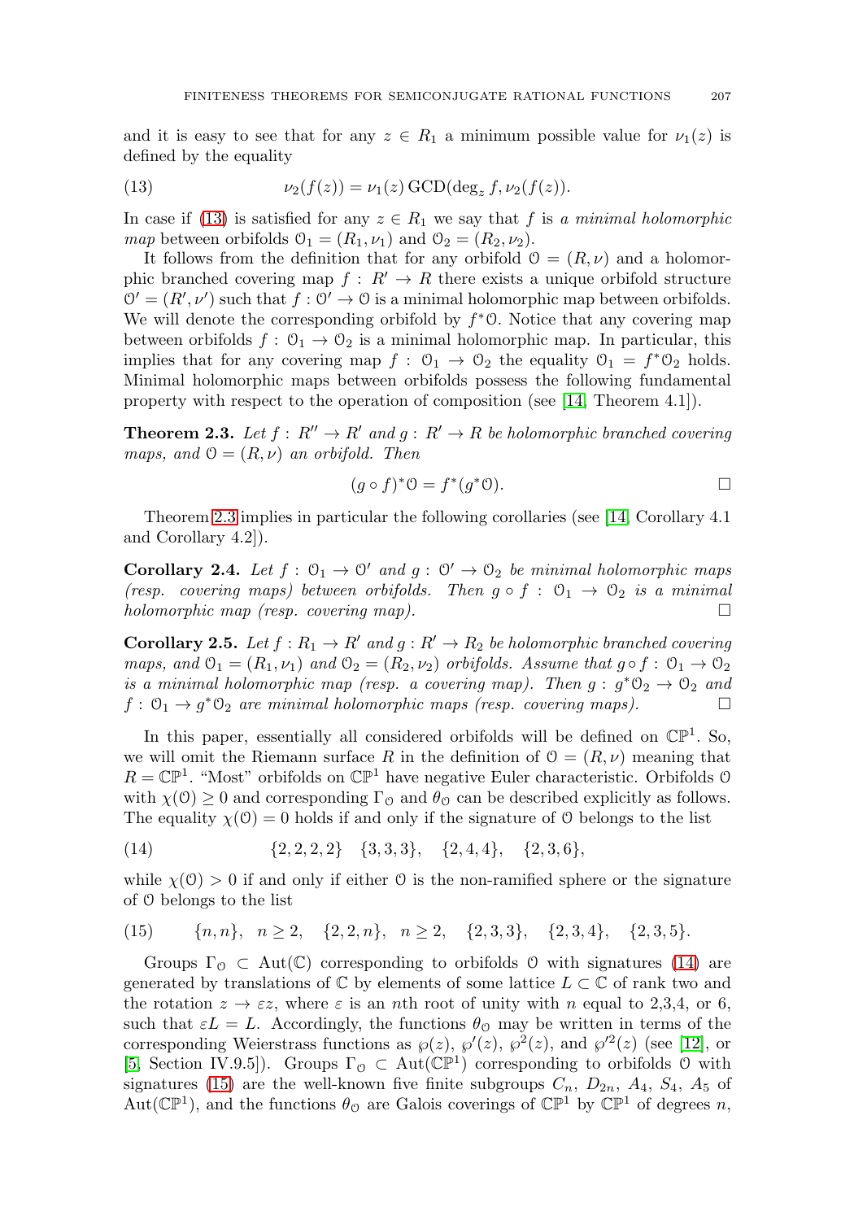and it is easy to see that for any $z \in R_1$ a minimum possible value for $\nu_1(z)$ is defined by the equality

$$\nu_2(f(z)) = \nu_1(z)\,\mathrm{GCD}(\deg_z f, \nu_2(f(z))). \tag{13}$$

In case if (13) is satisfied for any $z \in R_1$ we say that $f$ is *a minimal holomorphic map* between orbifolds $\mathcal{O}_1 = (R_1, \nu_1)$ and $\mathcal{O}_2 = (R_2, \nu_2)$.

It follows from the definition that for any orbifold $\mathcal{O} = (R, \nu)$ and a holomorphic branched covering map $f : R' \to R$ there exists a unique orbifold structure $\mathcal{O}' = (R', \nu')$ such that $f : \mathcal{O}' \to \mathcal{O}$ is a minimal holomorphic map between orbifolds. We will denote the corresponding orbifold by $f^*\mathcal{O}$. Notice that any covering map between orbifolds $f : \mathcal{O}_1 \to \mathcal{O}_2$ is a minimal holomorphic map. In particular, this implies that for any covering map $f : \mathcal{O}_1 \to \mathcal{O}_2$ the equality $\mathcal{O}_1 = f^*\mathcal{O}_2$ holds. Minimal holomorphic maps between orbifolds possess the following fundamental property with respect to the operation of composition (see [14, Theorem 4.1]).

**Theorem 2.3.** *Let $f : R'' \to R'$ and $g : R' \to R$ be holomorphic branched covering maps, and $\mathcal{O} = (R, \nu)$ an orbifold. Then*

$$(g \circ f)^*\mathcal{O} = f^*(g^*\mathcal{O}). \qquad \square$$

Theorem 2.3 implies in particular the following corollaries (see [14, Corollary 4.1 and Corollary 4.2]).

**Corollary 2.4.** *Let $f : \mathcal{O}_1 \to \mathcal{O}'$ and $g : \mathcal{O}' \to \mathcal{O}_2$ be minimal holomorphic maps (resp. covering maps) between orbifolds. Then $g \circ f : \mathcal{O}_1 \to \mathcal{O}_2$ is a minimal holomorphic map (resp. covering map).* $\square$

**Corollary 2.5.** *Let $f : R_1 \to R'$ and $g : R' \to R_2$ be holomorphic branched covering maps, and $\mathcal{O}_1 = (R_1, \nu_1)$ and $\mathcal{O}_2 = (R_2, \nu_2)$ orbifolds. Assume that $g \circ f : \mathcal{O}_1 \to \mathcal{O}_2$ is a minimal holomorphic map (resp. a covering map). Then $g : g^*\mathcal{O}_2 \to \mathcal{O}_2$ and $f : \mathcal{O}_1 \to g^*\mathcal{O}_2$ are minimal holomorphic maps (resp. covering maps).* $\square$

In this paper, essentially all considered orbifolds will be defined on $\mathbb{CP}^1$. So, we will omit the Riemann surface $R$ in the definition of $\mathcal{O} = (R, \nu)$ meaning that $R = \mathbb{CP}^1$. "Most" orbifolds on $\mathbb{CP}^1$ have negative Euler characteristic. Orbifolds $\mathcal{O}$ with $\chi(\mathcal{O}) \geq 0$ and corresponding $\Gamma_{\mathcal{O}}$ and $\theta_{\mathcal{O}}$ can be described explicitly as follows. The equality $\chi(\mathcal{O}) = 0$ holds if and only if the signature of $\mathcal{O}$ belongs to the list

$$\{2, 2, 2, 2\} \quad \{3, 3, 3\}, \quad \{2, 4, 4\}, \quad \{2, 3, 6\}, \tag{14}$$

while $\chi(\mathcal{O}) > 0$ if and only if either $\mathcal{O}$ is the non-ramified sphere or the signature of $\mathcal{O}$ belongs to the list

$$\{n, n\}, \quad n \geq 2, \quad \{2, 2, n\}, \quad n \geq 2, \quad \{2, 3, 3\}, \quad \{2, 3, 4\}, \quad \{2, 3, 5\}. \tag{15}$$

Groups $\Gamma_{\mathcal{O}} \subset \mathrm{Aut}(\mathbb{C})$ corresponding to orbifolds $\mathcal{O}$ with signatures (14) are generated by translations of $\mathbb{C}$ by elements of some lattice $L \subset \mathbb{C}$ of rank two and the rotation $z \to \varepsilon z$, where $\varepsilon$ is an $n$th root of unity with $n$ equal to 2,3,4, or 6, such that $\varepsilon L = L$. Accordingly, the functions $\theta_{\mathcal{O}}$ may be written in terms of the corresponding Weierstrass functions as $\wp(z)$, $\wp'(z)$, $\wp^2(z)$, and $\wp'^2(z)$ (see [12], or [5, Section IV.9.5]). Groups $\Gamma_{\mathcal{O}} \subset \mathrm{Aut}(\mathbb{CP}^1)$ corresponding to orbifolds $\mathcal{O}$ with signatures (15) are the well-known five finite subgroups $C_n$, $D_{2n}$, $A_4$, $S_4$, $A_5$ of $\mathrm{Aut}(\mathbb{CP}^1)$, and the functions $\theta_{\mathcal{O}}$ are Galois coverings of $\mathbb{CP}^1$ by $\mathbb{CP}^1$ of degrees $n$,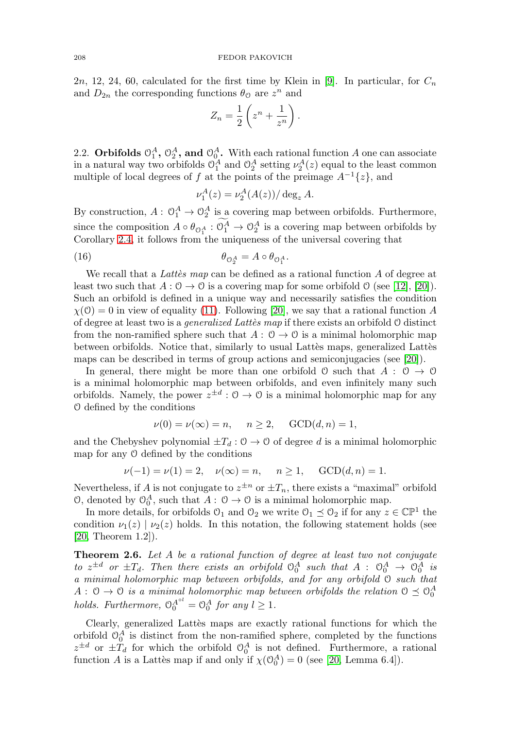$2n$, 12, 24, 60, calculated for the first time by Klein in [9]. In particular, for $C_n$ and $D_{2n}$ the corresponding functions $\theta_{\mathcal{O}}$ are $z^n$ and

$$Z_n = \frac{1}{2}\left(z^n + \frac{1}{z^n}\right).$$

2.2. **Orbifolds $\mathcal{O}_1^A$, $\mathcal{O}_2^A$, and $\mathcal{O}_0^A$.** With each rational function $A$ one can associate in a natural way two orbifolds $\mathcal{O}_1^A$ and $\mathcal{O}_2^A$ setting $\nu_2^A(z)$ equal to the least common multiple of local degrees of $f$ at the points of the preimage $A^{-1}\{z\}$, and

$$\nu_1^A(z) = \nu_2^A(A(z))/\deg_z A.$$

By construction, $A : \mathcal{O}_1^A \to \mathcal{O}_2^A$ is a covering map between orbifolds. Furthermore, since the composition $A \circ \theta_{\mathcal{O}_1^A} : \widetilde{\mathcal{O}_1^A} \to \mathcal{O}_2^A$ is a covering map between orbifolds by Corollary 2.4, it follows from the uniqueness of the universal covering that

$$\theta_{\mathcal{O}_2^A} = A \circ \theta_{\mathcal{O}_1^A}. \tag{16}$$

We recall that a *Lattès map* can be defined as a rational function $A$ of degree at least two such that $A : \mathcal{O} \to \mathcal{O}$ is a covering map for some orbifold $\mathcal{O}$ (see [12], [20]). Such an orbifold is defined in a unique way and necessarily satisfies the condition $\chi(\mathcal{O}) = 0$ in view of equality (11). Following [20], we say that a rational function $A$ of degree at least two is a *generalized Lattès map* if there exists an orbifold $\mathcal{O}$ distinct from the non-ramified sphere such that $A : \mathcal{O} \to \mathcal{O}$ is a minimal holomorphic map between orbifolds. Notice that, similarly to usual Lattès maps, generalized Lattès maps can be described in terms of group actions and semiconjugacies (see [20]).

In general, there might be more than one orbifold $\mathcal{O}$ such that $A : \mathcal{O} \to \mathcal{O}$ is a minimal holomorphic map between orbifolds, and even infinitely many such orbifolds. Namely, the power $z^{\pm d} : \mathcal{O} \to \mathcal{O}$ is a minimal holomorphic map for any $\mathcal{O}$ defined by the conditions

$$\nu(0) = \nu(\infty) = n, \quad n \geq 2, \quad \mathrm{GCD}(d, n) = 1,$$

and the Chebyshev polynomial $\pm T_d : \mathcal{O} \to \mathcal{O}$ of degree $d$ is a minimal holomorphic map for any $\mathcal{O}$ defined by the conditions

$$\nu(-1) = \nu(1) = 2, \quad \nu(\infty) = n, \quad n \geq 1, \quad \mathrm{GCD}(d, n) = 1.$$

Nevertheless, if $A$ is not conjugate to $z^{\pm n}$ or $\pm T_n$, there exists a "maximal" orbifold $\mathcal{O}$, denoted by $\mathcal{O}_0^A$, such that $A : \mathcal{O} \to \mathcal{O}$ is a minimal holomorphic map.

In more details, for orbifolds $\mathcal{O}_1$ and $\mathcal{O}_2$ we write $\mathcal{O}_1 \preceq \mathcal{O}_2$ if for any $z \in \mathbb{CP}^1$ the condition $\nu_1(z) \mid \nu_2(z)$ holds. In this notation, the following statement holds (see [20, Theorem 1.2]).

**Theorem 2.6.** *Let $A$ be a rational function of degree at least two not conjugate to $z^{\pm d}$ or $\pm T_d$. Then there exists an orbifold $\mathcal{O}_0^A$ such that $A : \mathcal{O}_0^A \to \mathcal{O}_0^A$ is a minimal holomorphic map between orbifolds, and for any orbifold $\mathcal{O}$ such that $A : \mathcal{O} \to \mathcal{O}$ is a minimal holomorphic map between orbifolds the relation $\mathcal{O} \preceq \mathcal{O}_0^A$ holds. Furthermore, $\mathcal{O}_0^{A^{\circ l}} = \mathcal{O}_0^A$ for any $l \geq 1$.*

Clearly, generalized Lattès maps are exactly rational functions for which the orbifold $\mathcal{O}_0^A$ is distinct from the non-ramified sphere, completed by the functions $z^{\pm d}$ or $\pm T_d$ for which the orbifold $\mathcal{O}_0^A$ is not defined. Furthermore, a rational function $A$ is a Lattès map if and only if $\chi(\mathcal{O}_0^A) = 0$ (see [20, Lemma 6.4]).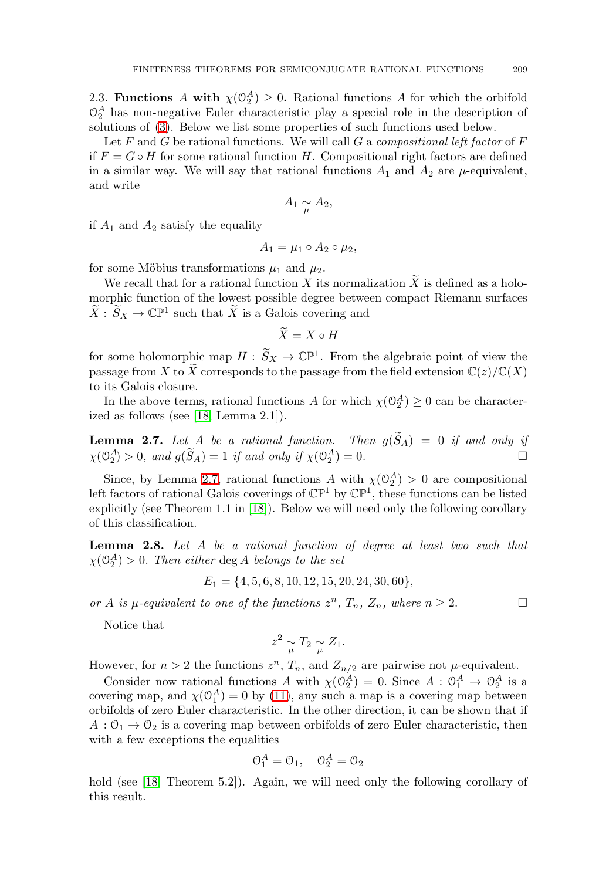2.3. **Functions $A$ with $\chi(\mathcal{O}_2^A) \geq 0$.** Rational functions $A$ for which the orbifold $\mathcal{O}_2^A$ has non-negative Euler characteristic play a special role in the description of solutions of (3). Below we list some properties of such functions used below.

Let $F$ and $G$ be rational functions. We will call $G$ a *compositional left factor* of $F$ if $F = G \circ H$ for some rational function $H$. Compositional right factors are defined in a similar way. We will say that rational functions $A_1$ and $A_2$ are $\mu$-equivalent, and write

$$A_1 \underset{\mu}{\sim} A_2,$$

if $A_1$ and $A_2$ satisfy the equality

$$A_1 = \mu_1 \circ A_2 \circ \mu_2,$$

for some Möbius transformations $\mu_1$ and $\mu_2$.

We recall that for a rational function $X$ its normalization $\widetilde{X}$ is defined as a holomorphic function of the lowest possible degree between compact Riemann surfaces $\widetilde{X} : \widetilde{S}_X \to \mathbb{CP}^1$ such that $\widetilde{X}$ is a Galois covering and

$$\widetilde{X} = X \circ H$$

for some holomorphic map $H : \widetilde{S}_X \to \mathbb{CP}^1$. From the algebraic point of view the passage from $X$ to $\widetilde{X}$ corresponds to the passage from the field extension $\mathbb{C}(z)/\mathbb{C}(X)$ to its Galois closure.

In the above terms, rational functions $A$ for which $\chi(\mathcal{O}_2^A) \geq 0$ can be characterized as follows (see [18, Lemma 2.1]).

**Lemma 2.7.** *Let $A$ be a rational function. Then $g(\widetilde{S}_A) = 0$ if and only if $\chi(\mathcal{O}_2^A) > 0$, and $g(\widetilde{S}_A) = 1$ if and only if $\chi(\mathcal{O}_2^A) = 0$.* □

Since, by Lemma 2.7, rational functions $A$ with $\chi(\mathcal{O}_2^A) > 0$ are compositional left factors of rational Galois coverings of $\mathbb{CP}^1$ by $\mathbb{CP}^1$, these functions can be listed explicitly (see Theorem 1.1 in [18]). Below we will need only the following corollary of this classification.

**Lemma 2.8.** *Let $A$ be a rational function of degree at least two such that $\chi(\mathcal{O}_2^A) > 0$. Then either $\deg A$ belongs to the set*

$$E_1 = \{4, 5, 6, 8, 10, 12, 15, 20, 24, 30, 60\},$$

*or $A$ is $\mu$-equivalent to one of the functions $z^n$, $T_n$, $Z_n$, where $n \geq 2$.* □

Notice that

$$z^2 \underset{\mu}{\sim} T_2 \underset{\mu}{\sim} Z_1.$$

However, for $n > 2$ the functions $z^n$, $T_n$, and $Z_{n/2}$ are pairwise not $\mu$-equivalent.

Consider now rational functions $A$ with $\chi(\mathcal{O}_2^A) = 0$. Since $A : \mathcal{O}_1^A \to \mathcal{O}_2^A$ is a covering map, and $\chi(\mathcal{O}_1^A) = 0$ by (11), any such a map is a covering map between orbifolds of zero Euler characteristic. In the other direction, it can be shown that if $A : \mathcal{O}_1 \to \mathcal{O}_2$ is a covering map between orbifolds of zero Euler characteristic, then with a few exceptions the equalities

$$\mathcal{O}_1^A = \mathcal{O}_1, \quad \mathcal{O}_2^A = \mathcal{O}_2$$

hold (see [18, Theorem 5.2]). Again, we will need only the following corollary of this result.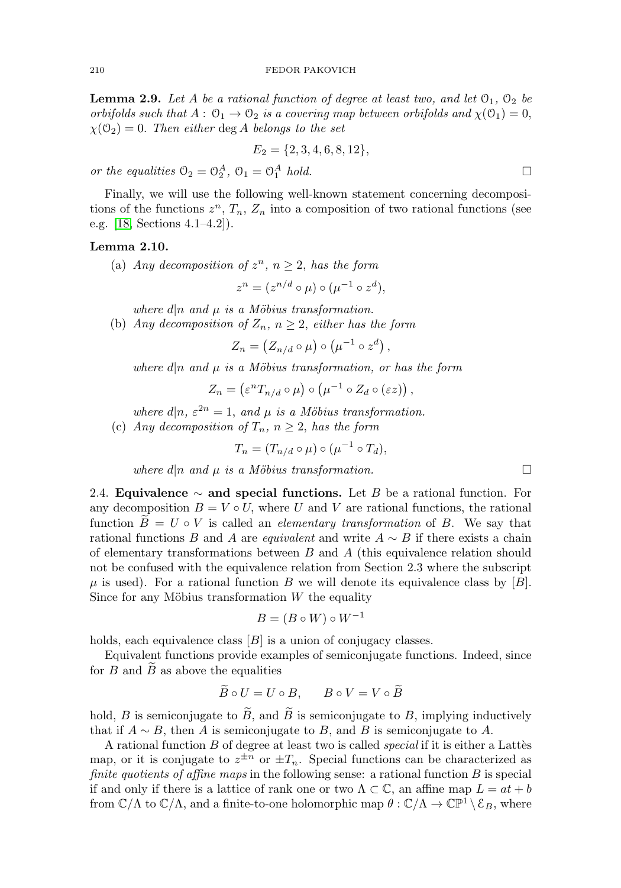**Lemma 2.9.** *Let $A$ be a rational function of degree at least two, and let $\mathcal{O}_1$, $\mathcal{O}_2$ be orbifolds such that $A : \mathcal{O}_1 \to \mathcal{O}_2$ is a covering map between orbifolds and $\chi(\mathcal{O}_1) = 0$, $\chi(\mathcal{O}_2) = 0$. Then either* $\deg A$ *belongs to the set*

$$E_2 = \{2, 3, 4, 6, 8, 12\},$$

*or the equalities $\mathcal{O}_2 = \mathcal{O}_2^A$, $\mathcal{O}_1 = \mathcal{O}_1^A$ hold.* □

Finally, we will use the following well-known statement concerning decompositions of the functions $z^n$, $T_n$, $Z_n$ into a composition of two rational functions (see e.g. [18, Sections 4.1–4.2]).

**Lemma 2.10.**

(a) *Any decomposition of $z^n$, $n \geq 2$, has the form*

$$z^n = (z^{n/d} \circ \mu) \circ (\mu^{-1} \circ z^d),$$

*where $d|n$ and $\mu$ is a Möbius transformation.*

(b) *Any decomposition of $Z_n$, $n \geq 2$, either has the form*

$$Z_n = \left(Z_{n/d} \circ \mu\right) \circ \left(\mu^{-1} \circ z^d\right),$$

*where $d|n$ and $\mu$ is a Möbius transformation, or has the form*

$$Z_n = \left(\varepsilon^n T_{n/d} \circ \mu\right) \circ \left(\mu^{-1} \circ Z_d \circ (\varepsilon z)\right),$$

*where $d|n$, $\varepsilon^{2n} = 1$, and $\mu$ is a Möbius transformation.*

(c) *Any decomposition of $T_n$, $n \geq 2$, has the form*

$$T_n = (T_{n/d} \circ \mu) \circ (\mu^{-1} \circ T_d),$$

*where $d|n$ and $\mu$ is a Möbius transformation.* □

2.4. **Equivalence $\sim$ and special functions.** Let $B$ be a rational function. For any decomposition $B = V \circ U$, where $U$ and $V$ are rational functions, the rational function $\widetilde{B} = U \circ V$ is called an *elementary transformation* of $B$. We say that rational functions $B$ and $A$ are *equivalent* and write $A \sim B$ if there exists a chain of elementary transformations between $B$ and $A$ (this equivalence relation should not be confused with the equivalence relation from Section 2.3 where the subscript $\mu$ is used). For a rational function $B$ we will denote its equivalence class by $[B]$. Since for any Möbius transformation $W$ the equality

$$B = (B \circ W) \circ W^{-1}$$

holds, each equivalence class $[B]$ is a union of conjugacy classes.

Equivalent functions provide examples of semiconjugate functions. Indeed, since for $B$ and $\widetilde{B}$ as above the equalities

$$\widetilde{B} \circ U = U \circ B, \qquad B \circ V = V \circ \widetilde{B}$$

hold, $B$ is semiconjugate to $\widetilde{B}$, and $\widetilde{B}$ is semiconjugate to $B$, implying inductively that if $A \sim B$, then $A$ is semiconjugate to $B$, and $B$ is semiconjugate to $A$.

A rational function $B$ of degree at least two is called *special* if it is either a Lattès map, or it is conjugate to $z^{\pm n}$ or $\pm T_n$. Special functions can be characterized as *finite quotients of affine maps* in the following sense: a rational function $B$ is special if and only if there is a lattice of rank one or two $\Lambda \subset \mathbb{C}$, an affine map $L = at + b$ from $\mathbb{C}/\Lambda$ to $\mathbb{C}/\Lambda$, and a finite-to-one holomorphic map $\theta : \mathbb{C}/\Lambda \to \mathbb{CP}^1 \setminus \mathcal{E}_B$, where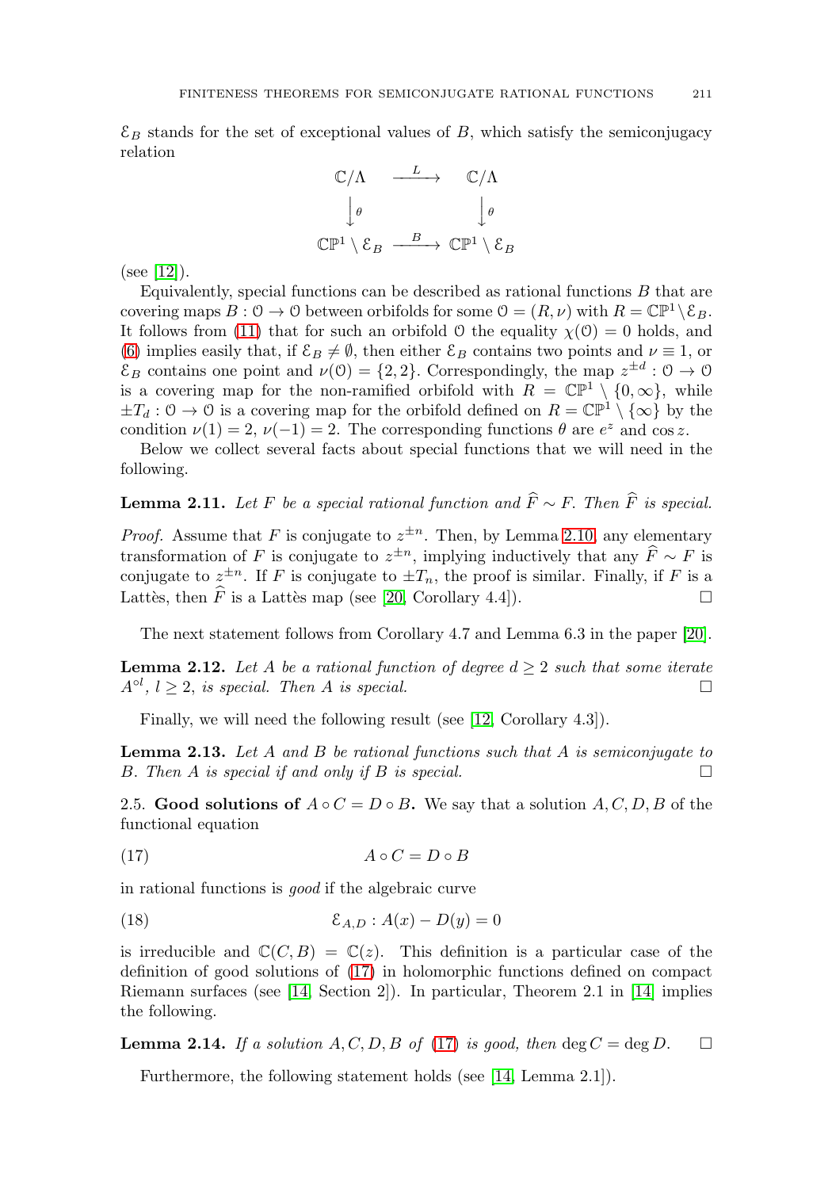$\mathcal{E}_B$ stands for the set of exceptional values of $B$, which satisfy the semiconjugacy relation

$$\begin{array}{ccc} \mathbb{C}/\Lambda & \xrightarrow{\ L\ } & \mathbb{C}/\Lambda \\ \big\downarrow \theta & & \big\downarrow \theta \\ \mathbb{CP}^1 \setminus \mathcal{E}_B & \xrightarrow{\ B\ } & \mathbb{CP}^1 \setminus \mathcal{E}_B \end{array}$$

(see [12]).

Equivalently, special functions can be described as rational functions $B$ that are covering maps $B : \mathcal{O} \to \mathcal{O}$ between orbifolds for some $\mathcal{O} = (R, \nu)$ with $R = \mathbb{CP}^1 \setminus \mathcal{E}_B$. It follows from (11) that for such an orbifold $\mathcal{O}$ the equality $\chi(\mathcal{O}) = 0$ holds, and (6) implies easily that, if $\mathcal{E}_B \neq \emptyset$, then either $\mathcal{E}_B$ contains two points and $\nu \equiv 1$, or $\mathcal{E}_B$ contains one point and $\nu(\mathcal{O}) = \{2, 2\}$. Correspondingly, the map $z^{\pm d} : \mathcal{O} \to \mathcal{O}$ is a covering map for the non-ramified orbifold with $R = \mathbb{CP}^1 \setminus \{0, \infty\}$, while $\pm T_d : \mathcal{O} \to \mathcal{O}$ is a covering map for the orbifold defined on $R = \mathbb{CP}^1 \setminus \{\infty\}$ by the condition $\nu(1) = 2$, $\nu(-1) = 2$. The corresponding functions $\theta$ are $e^z$ and $\cos z$.

Below we collect several facts about special functions that we will need in the following.

**Lemma 2.11.** *Let $F$ be a special rational function and $\widehat{F} \sim F$. Then $\widehat{F}$ is special.*

*Proof.* Assume that $F$ is conjugate to $z^{\pm n}$. Then, by Lemma 2.10, any elementary transformation of $F$ is conjugate to $z^{\pm n}$, implying inductively that any $\widehat{F} \sim F$ is conjugate to $z^{\pm n}$. If $F$ is conjugate to $\pm T_n$, the proof is similar. Finally, if $F$ is a Lattès, then $\widehat{F}$ is a Lattès map (see [20, Corollary 4.4]). $\square$

The next statement follows from Corollary 4.7 and Lemma 6.3 in the paper [20].

**Lemma 2.12.** *Let $A$ be a rational function of degree $d \geq 2$ such that some iterate $A^{\circ l}$, $l \geq 2$, is special. Then $A$ is special.* $\square$

Finally, we will need the following result (see [12, Corollary 4.3]).

**Lemma 2.13.** *Let $A$ and $B$ be rational functions such that $A$ is semiconjugate to $B$. Then $A$ is special if and only if $B$ is special.* $\square$

2.5. **Good solutions of $A \circ C = D \circ B$.** We say that a solution $A, C, D, B$ of the functional equation

$$A \circ C = D \circ B \tag{17}$$

in rational functions is *good* if the algebraic curve

$$\mathcal{E}_{A,D} : A(x) - D(y) = 0 \tag{18}$$

is irreducible and $\mathbb{C}(C, B) = \mathbb{C}(z)$. This definition is a particular case of the definition of good solutions of (17) in holomorphic functions defined on compact Riemann surfaces (see [14, Section 2]). In particular, Theorem 2.1 in [14] implies the following.

**Lemma 2.14.** *If a solution $A, C, D, B$ of (17) is good, then $\deg C = \deg D$.* $\square$

Furthermore, the following statement holds (see [14, Lemma 2.1]).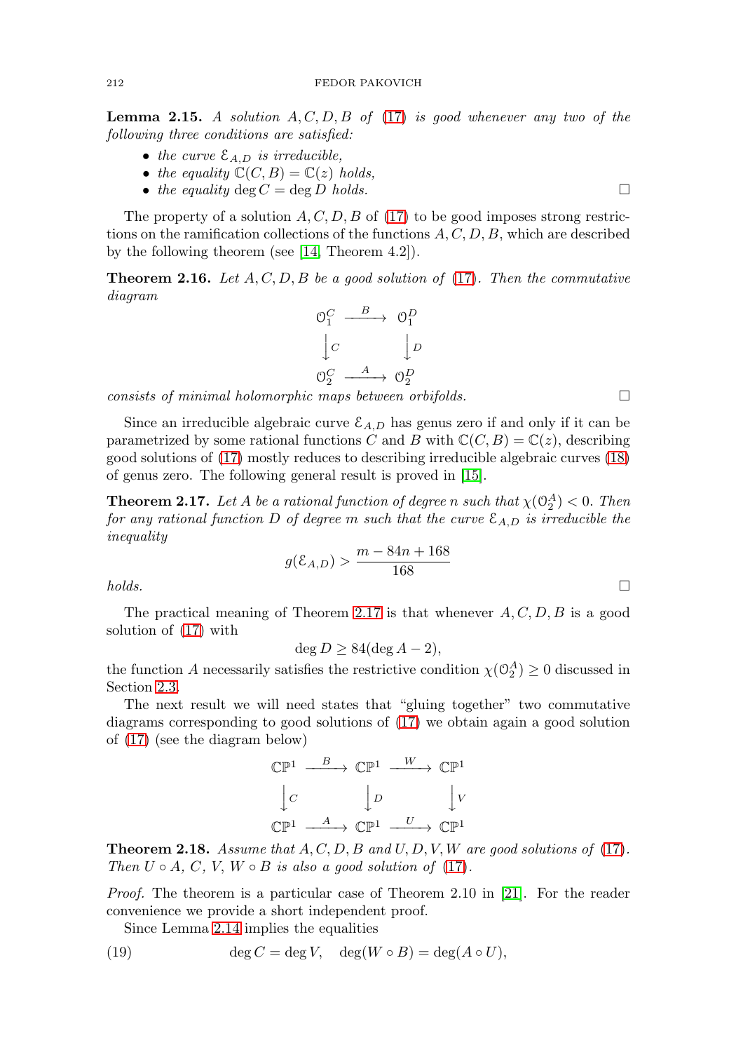**Lemma 2.15.** *A solution $A, C, D, B$ of (17) is good whenever any two of the following three conditions are satisfied:*

- *the curve $\mathcal{E}_{A,D}$ is irreducible,*
- *the equality $\mathbb{C}(C, B) = \mathbb{C}(z)$ holds,*
- *the equality $\deg C = \deg D$ holds.* □

The property of a solution $A, C, D, B$ of (17) to be good imposes strong restrictions on the ramification collections of the functions $A, C, D, B$, which are described by the following theorem (see [14, Theorem 4.2]).

**Theorem 2.16.** *Let $A, C, D, B$ be a good solution of (17). Then the commutative diagram*

$$\begin{array}{ccc} \mathcal{O}_1^C & \xrightarrow{\ B\ } & \mathcal{O}_1^D \\ \big\downarrow C & & \big\downarrow D \\ \mathcal{O}_2^C & \xrightarrow{\ A\ } & \mathcal{O}_2^D \end{array}$$

*consists of minimal holomorphic maps between orbifolds.* □

Since an irreducible algebraic curve $\mathcal{E}_{A,D}$ has genus zero if and only if it can be parametrized by some rational functions $C$ and $B$ with $\mathbb{C}(C, B) = \mathbb{C}(z)$, describing good solutions of (17) mostly reduces to describing irreducible algebraic curves (18) of genus zero. The following general result is proved in [15].

**Theorem 2.17.** *Let $A$ be a rational function of degree $n$ such that $\chi(\mathcal{O}_2^A) < 0$. Then for any rational function $D$ of degree $m$ such that the curve $\mathcal{E}_{A,D}$ is irreducible the inequality*

$$g(\mathcal{E}_{A,D}) > \frac{m - 84n + 168}{168}$$

*holds.* □

The practical meaning of Theorem 2.17 is that whenever $A, C, D, B$ is a good solution of (17) with

$$\deg D \geq 84(\deg A - 2),$$

the function $A$ necessarily satisfies the restrictive condition $\chi(\mathcal{O}_2^A) \geq 0$ discussed in Section 2.3.

The next result we will need states that "gluing together" two commutative diagrams corresponding to good solutions of (17) we obtain again a good solution of (17) (see the diagram below)

$$\begin{array}{ccccc} \mathbb{CP}^1 & \xrightarrow{\ B\ } & \mathbb{CP}^1 & \xrightarrow{\ W\ } & \mathbb{CP}^1 \\ \big\downarrow C & & \big\downarrow D & & \big\downarrow V \\ \mathbb{CP}^1 & \xrightarrow{\ A\ } & \mathbb{CP}^1 & \xrightarrow{\ U\ } & \mathbb{CP}^1 \end{array}$$

**Theorem 2.18.** *Assume that $A, C, D, B$ and $U, D, V, W$ are good solutions of (17). Then $U \circ A$, $C$, $V$, $W \circ B$ is also a good solution of (17).*

*Proof.* The theorem is a particular case of Theorem 2.10 in [21]. For the reader convenience we provide a short independent proof.

Since Lemma 2.14 implies the equalities

$$\deg C = \deg V, \quad \deg(W \circ B) = \deg(A \circ U), \tag{19}$$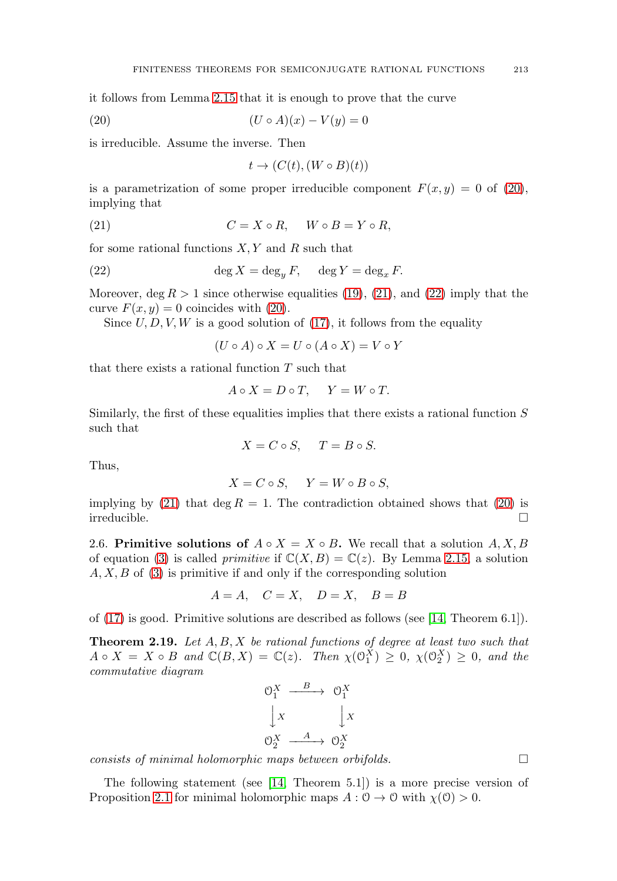it follows from Lemma 2.15 that it is enough to prove that the curve

$$(U \circ A)(x) - V(y) = 0 \tag{20}$$

is irreducible. Assume the inverse. Then

$$t \to (C(t), (W \circ B)(t))$$

is a parametrization of some proper irreducible component $F(x, y) = 0$ of (20), implying that

$$C = X \circ R, \quad W \circ B = Y \circ R, \tag{21}$$

for some rational functions $X, Y$ and $R$ such that

$$\deg X = \deg_y F, \quad \deg Y = \deg_x F. \tag{22}$$

Moreover, $\deg R > 1$ since otherwise equalities (19), (21), and (22) imply that the curve $F(x, y) = 0$ coincides with (20).

Since $U, D, V, W$ is a good solution of (17), it follows from the equality

$$(U \circ A) \circ X = U \circ (A \circ X) = V \circ Y$$

that there exists a rational function $T$ such that

$$A \circ X = D \circ T, \quad Y = W \circ T.$$

Similarly, the first of these equalities implies that there exists a rational function $S$ such that

$$X = C \circ S, \quad T = B \circ S.$$

Thus,

$$X = C \circ S, \quad Y = W \circ B \circ S,$$

implying by (21) that $\deg R = 1$. The contradiction obtained shows that (20) is irreducible. $\square$

## 2.6. Primitive solutions of $A \circ X = X \circ B$.

We recall that a solution $A, X, B$ of equation (3) is called *primitive* if $\mathbb{C}(X, B) = \mathbb{C}(z)$. By Lemma 2.15, a solution $A, X, B$ of (3) is primitive if and only if the corresponding solution

$$A = A, \quad C = X, \quad D = X, \quad B = B$$

of (17) is good. Primitive solutions are described as follows (see [14, Theorem 6.1]).

**Theorem 2.19.** *Let $A, B, X$ be rational functions of degree at least two such that $A \circ X = X \circ B$ and $\mathbb{C}(B, X) = \mathbb{C}(z)$. Then $\chi(\mathcal{O}_1^X) \geq 0$, $\chi(\mathcal{O}_2^X) \geq 0$, and the commutative diagram*

$$\begin{array}{ccc} \mathcal{O}_1^X & \xrightarrow{B} & \mathcal{O}_1^X \\ \big\downarrow X & & \big\downarrow X \\ \mathcal{O}_2^X & \xrightarrow{A} & \mathcal{O}_2^X \end{array}$$

*consists of minimal holomorphic maps between orbifolds.* $\square$

The following statement (see [14, Theorem 5.1]) is a more precise version of Proposition 2.1 for minimal holomorphic maps $A : \mathcal{O} \to \mathcal{O}$ with $\chi(\mathcal{O}) > 0$.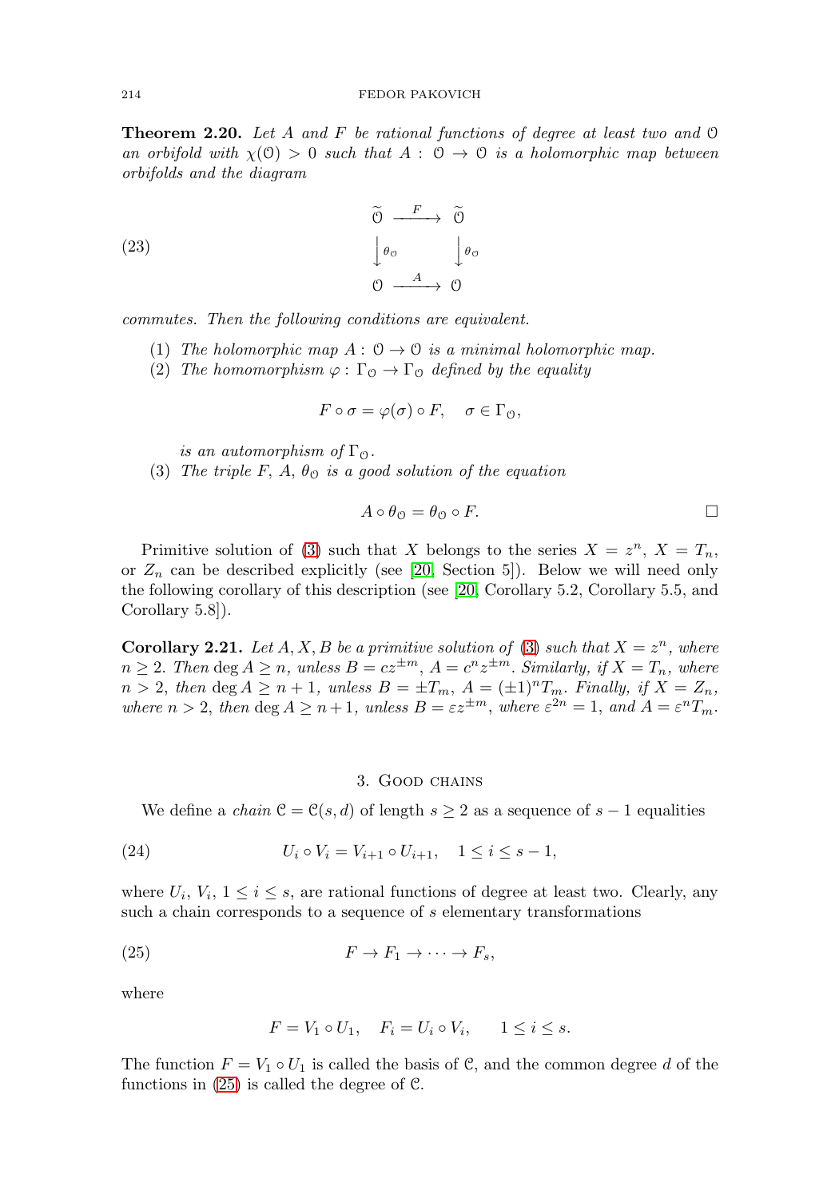**Theorem 2.20.** *Let $A$ and $F$ be rational functions of degree at least two and $\mathcal{O}$ an orbifold with $\chi(\mathcal{O}) > 0$ such that $A : \mathcal{O} \to \mathcal{O}$ is a holomorphic map between orbifolds and the diagram*

$$
\begin{array}{ccc}
\widetilde{\mathcal{O}} & \xrightarrow{\;F\;} & \widetilde{\mathcal{O}} \\
\Big\downarrow \theta_{\mathcal{O}} & & \Big\downarrow \theta_{\mathcal{O}} \\
\mathcal{O} & \xrightarrow{\;A\;} & \mathcal{O}
\end{array}
\tag{23}
$$

*commutes. Then the following conditions are equivalent.*

1. *The holomorphic map $A : \mathcal{O} \to \mathcal{O}$ is a minimal holomorphic map.*
2. *The homomorphism $\varphi : \Gamma_{\mathcal{O}} \to \Gamma_{\mathcal{O}}$ defined by the equality*
$$F \circ \sigma = \varphi(\sigma) \circ F, \quad \sigma \in \Gamma_{\mathcal{O}},$$
*is an automorphism of $\Gamma_{\mathcal{O}}$.*
3. *The triple $F$, $A$, $\theta_{\mathcal{O}}$ is a good solution of the equation*
$$A \circ \theta_{\mathcal{O}} = \theta_{\mathcal{O}} \circ F.$$
$\square$

Primitive solution of (3) such that $X$ belongs to the series $X = z^n$, $X = T_n$, or $Z_n$ can be described explicitly (see [20, Section 5]). Below we will need only the following corollary of this description (see [20, Corollary 5.2, Corollary 5.5, and Corollary 5.8]).

**Corollary 2.21.** *Let $A, X, B$ be a primitive solution of (3) such that $X = z^n$, where $n \geq 2$. Then $\deg A \geq n$, unless $B = cz^{\pm m}$, $A = c^n z^{\pm m}$. Similarly, if $X = T_n$, where $n > 2$, then $\deg A \geq n + 1$, unless $B = \pm T_m$, $A = (\pm 1)^n T_m$. Finally, if $X = Z_n$, where $n > 2$, then $\deg A \geq n+1$, unless $B = \varepsilon z^{\pm m}$, where $\varepsilon^{2n} = 1$, and $A = \varepsilon^n T_m$.*

## 3. Good chains

We define a *chain* $\mathcal{C} = \mathcal{C}(s, d)$ of length $s \geq 2$ as a sequence of $s - 1$ equalities

$$U_i \circ V_i = V_{i+1} \circ U_{i+1}, \quad 1 \leq i \leq s - 1, \tag{24}$$

where $U_i$, $V_i$, $1 \leq i \leq s$, are rational functions of degree at least two. Clearly, any such a chain corresponds to a sequence of $s$ elementary transformations

$$F \to F_1 \to \cdots \to F_s, \tag{25}$$

where

$$F = V_1 \circ U_1, \quad F_i = U_i \circ V_i, \qquad 1 \leq i \leq s.$$

The function $F = V_1 \circ U_1$ is called the basis of $\mathcal{C}$, and the common degree $d$ of the functions in (25) is called the degree of $\mathcal{C}$.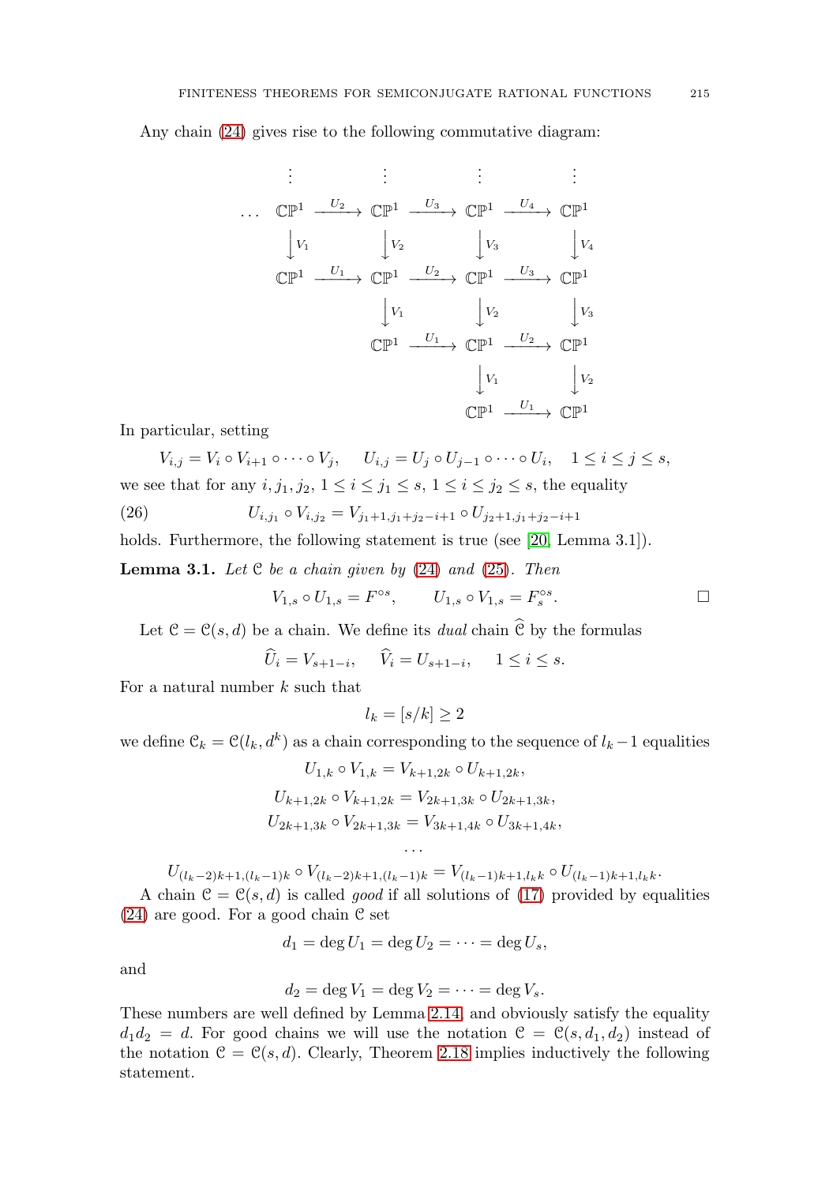Any chain (24) gives rise to the following commutative diagram:

$$
\begin{array}{ccccccc}
\vdots & & \vdots & & \vdots & & \vdots \\
\dots\ \mathbb{CP}^1 & \xrightarrow{U_2} & \mathbb{CP}^1 & \xrightarrow{U_3} & \mathbb{CP}^1 & \xrightarrow{U_4} & \mathbb{CP}^1 \\
\downarrow V_1 & & \downarrow V_2 & & \downarrow V_3 & & \downarrow V_4 \\
\mathbb{CP}^1 & \xrightarrow{U_1} & \mathbb{CP}^1 & \xrightarrow{U_2} & \mathbb{CP}^1 & \xrightarrow{U_3} & \mathbb{CP}^1 \\
 & & \downarrow V_1 & & \downarrow V_2 & & \downarrow V_3 \\
 & & \mathbb{CP}^1 & \xrightarrow{U_1} & \mathbb{CP}^1 & \xrightarrow{U_2} & \mathbb{CP}^1 \\
 & & & & \downarrow V_1 & & \downarrow V_2 \\
 & & & & \mathbb{CP}^1 & \xrightarrow{U_1} & \mathbb{CP}^1
\end{array}
$$

In particular, setting

$$V_{i,j} = V_i \circ V_{i+1} \circ \cdots \circ V_j, \quad U_{i,j} = U_j \circ U_{j-1} \circ \cdots \circ U_i, \quad 1 \le i \le j \le s,$$

we see that for any $i, j_1, j_2$, $1 \le i \le j_1 \le s$, $1 \le i \le j_2 \le s$, the equality

$$U_{i,j_1} \circ V_{i,j_2} = V_{j_1+1, j_1+j_2-i+1} \circ U_{j_2+1, j_1+j_2-i+1} \tag{26}$$

holds. Furthermore, the following statement is true (see [20, Lemma 3.1]).

**Lemma 3.1.** *Let $\mathcal{C}$ be a chain given by (24) and (25). Then*

$$V_{1,s} \circ U_{1,s} = F^{\circ s}, \qquad U_{1,s} \circ V_{1,s} = F_s^{\circ s}.$$

□

Let $\mathcal{C} = \mathcal{C}(s,d)$ be a chain. We define its *dual* chain $\widehat{\mathcal{C}}$ by the formulas

$$\widehat{U}_i = V_{s+1-i}, \quad \widehat{V}_i = U_{s+1-i}, \quad 1 \le i \le s.$$

For a natural number $k$ such that

$$l_k = [s/k] \ge 2$$

we define $\mathcal{C}_k = \mathcal{C}(l_k, d^k)$ as a chain corresponding to the sequence of $l_k - 1$ equalities

$$U_{1,k} \circ V_{1,k} = V_{k+1,2k} \circ U_{k+1,2k},$$
$$U_{k+1,2k} \circ V_{k+1,2k} = V_{2k+1,3k} \circ U_{2k+1,3k},$$
$$U_{2k+1,3k} \circ V_{2k+1,3k} = V_{3k+1,4k} \circ U_{3k+1,4k},$$
$$\dots$$
$$U_{(l_k-2)k+1,(l_k-1)k} \circ V_{(l_k-2)k+1,(l_k-1)k} = V_{(l_k-1)k+1,l_k k} \circ U_{(l_k-1)k+1,l_k k}.$$

A chain $\mathcal{C} = \mathcal{C}(s,d)$ is called *good* if all solutions of (17) provided by equalities (24) are good. For a good chain $\mathcal{C}$ set

$$d_1 = \deg U_1 = \deg U_2 = \cdots = \deg U_s,$$

and

$$d_2 = \deg V_1 = \deg V_2 = \cdots = \deg V_s.$$

These numbers are well defined by Lemma 2.14 and obviously satisfy the equality $d_1 d_2 = d$. For good chains we will use the notation $\mathcal{C} = \mathcal{C}(s, d_1, d_2)$ instead of the notation $\mathcal{C} = \mathcal{C}(s,d)$. Clearly, Theorem 2.18 implies inductively the following statement.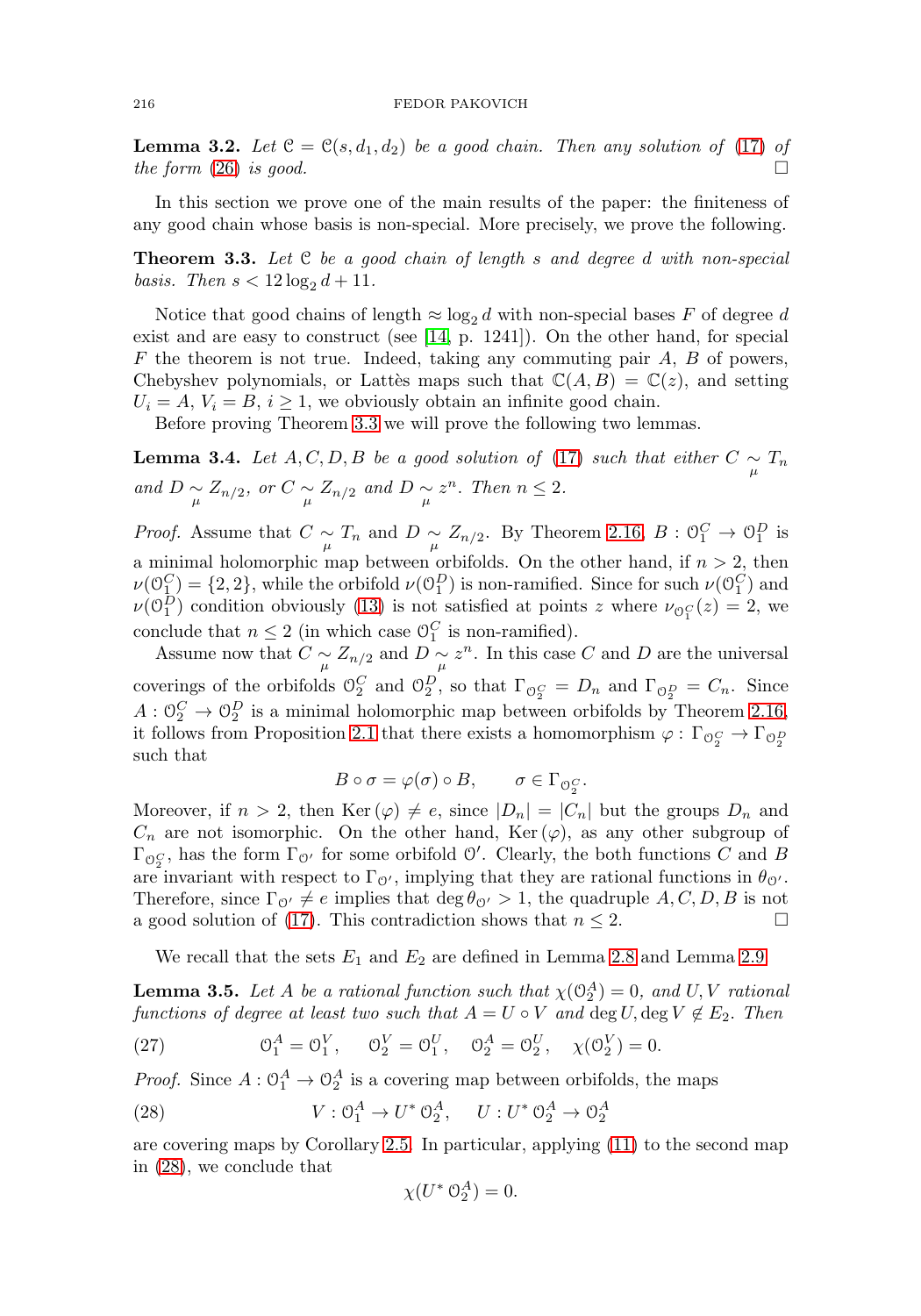**Lemma 3.2.** *Let $\mathcal{C} = \mathcal{C}(s, d_1, d_2)$ be a good chain. Then any solution of* (17) *of the form* (26) *is good.* $\square$

In this section we prove one of the main results of the paper: the finiteness of any good chain whose basis is non-special. More precisely, we prove the following.

**Theorem 3.3.** *Let $\mathcal{C}$ be a good chain of length $s$ and degree $d$ with non-special basis. Then $s < 12\log_2 d + 11$.*

Notice that good chains of length $\approx \log_2 d$ with non-special bases $F$ of degree $d$ exist and are easy to construct (see [14, p. 1241]). On the other hand, for special $F$ the theorem is not true. Indeed, taking any commuting pair $A$, $B$ of powers, Chebyshev polynomials, or Lattès maps such that $\mathbb{C}(A, B) = \mathbb{C}(z)$, and setting $U_i = A$, $V_i = B$, $i \geq 1$, we obviously obtain an infinite good chain.

Before proving Theorem 3.3 we will prove the following two lemmas.

**Lemma 3.4.** *Let $A, C, D, B$ be a good solution of* (17) *such that either $C \underset{\mu}{\sim} T_n$ and $D \underset{\mu}{\sim} Z_{n/2}$, or $C \underset{\mu}{\sim} Z_{n/2}$ and $D \underset{\mu}{\sim} z^n$. Then $n \leq 2$.*

*Proof.* Assume that $C \underset{\mu}{\sim} T_n$ and $D \underset{\mu}{\sim} Z_{n/2}$. By Theorem 2.16, $B : \mathcal{O}_1^C \to \mathcal{O}_1^D$ is a minimal holomorphic map between orbifolds. On the other hand, if $n > 2$, then $\nu(\mathcal{O}_1^C) = \{2, 2\}$, while the orbifold $\nu(\mathcal{O}_1^D)$ is non-ramified. Since for such $\nu(\mathcal{O}_1^C)$ and $\nu(\mathcal{O}_1^D)$ condition obviously (13) is not satisfied at points $z$ where $\nu_{\mathcal{O}_1^C}(z) = 2$, we conclude that $n \leq 2$ (in which case $\mathcal{O}_1^C$ is non-ramified).

Assume now that $C \underset{\mu}{\sim} Z_{n/2}$ and $D \underset{\mu}{\sim} z^n$. In this case $C$ and $D$ are the universal coverings of the orbifolds $\mathcal{O}_2^C$ and $\mathcal{O}_2^D$, so that $\Gamma_{\mathcal{O}_2^C} = D_n$ and $\Gamma_{\mathcal{O}_2^D} = C_n$. Since $A : \mathcal{O}_2^C \to \mathcal{O}_2^D$ is a minimal holomorphic map between orbifolds by Theorem 2.16, it follows from Proposition 2.1 that there exists a homomorphism $\varphi : \Gamma_{\mathcal{O}_2^C} \to \Gamma_{\mathcal{O}_2^D}$ such that

$$B \circ \sigma = \varphi(\sigma) \circ B, \qquad \sigma \in \Gamma_{\mathcal{O}_2^C}.$$

Moreover, if $n > 2$, then $\mathrm{Ker}\,(\varphi) \neq e$, since $|D_n| = |C_n|$ but the groups $D_n$ and $C_n$ are not isomorphic. On the other hand, $\mathrm{Ker}\,(\varphi)$, as any other subgroup of $\Gamma_{\mathcal{O}_2^C}$, has the form $\Gamma_{\mathcal{O}'}$ for some orbifold $\mathcal{O}'$. Clearly, the both functions $C$ and $B$ are invariant with respect to $\Gamma_{\mathcal{O}'}$, implying that they are rational functions in $\theta_{\mathcal{O}'}$. Therefore, since $\Gamma_{\mathcal{O}'} \neq e$ implies that $\deg \theta_{\mathcal{O}'} > 1$, the quadruple $A, C, D, B$ is not a good solution of (17). This contradiction shows that $n \leq 2$. $\square$

We recall that the sets $E_1$ and $E_2$ are defined in Lemma 2.8 and Lemma 2.9.

**Lemma 3.5.** *Let $A$ be a rational function such that $\chi(\mathcal{O}_2^A) = 0$, and $U, V$ rational functions of degree at least two such that $A = U \circ V$ and $\deg U, \deg V \notin E_2$. Then*

$$\mathcal{O}_1^A = \mathcal{O}_1^V, \quad \mathcal{O}_2^V = \mathcal{O}_1^U, \quad \mathcal{O}_2^A = \mathcal{O}_2^U, \quad \chi(\mathcal{O}_2^V) = 0. \tag{27}$$

*Proof.* Since $A : \mathcal{O}_1^A \to \mathcal{O}_2^A$ is a covering map between orbifolds, the maps

$$V : \mathcal{O}_1^A \to U^*\,\mathcal{O}_2^A, \quad U : U^*\,\mathcal{O}_2^A \to \mathcal{O}_2^A \tag{28}$$

are covering maps by Corollary 2.5. In particular, applying (11) to the second map in (28), we conclude that

$$\chi(U^*\,\mathcal{O}_2^A) = 0.$$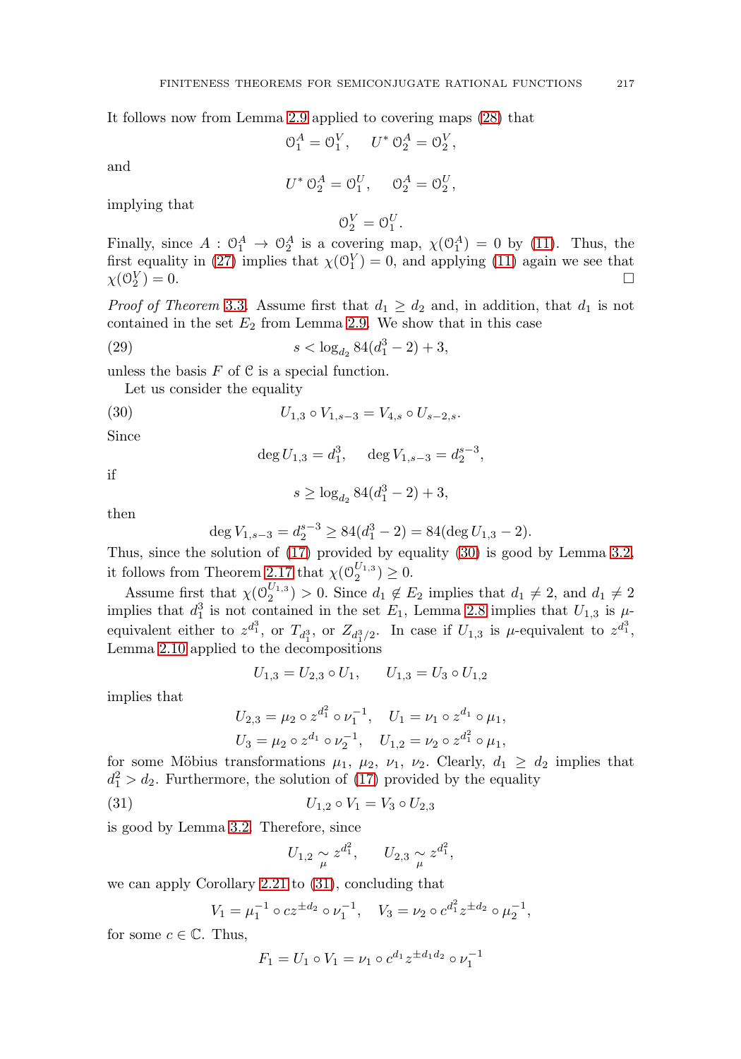It follows now from Lemma 2.9 applied to covering maps (28) that

$$\mathcal{O}_1^A = \mathcal{O}_1^V, \quad U^* \mathcal{O}_2^A = \mathcal{O}_2^V,$$

and

$$U^* \mathcal{O}_2^A = \mathcal{O}_1^U, \quad \mathcal{O}_2^A = \mathcal{O}_2^U,$$

implying that

$$\mathcal{O}_2^V = \mathcal{O}_1^U.$$

Finally, since $A : \mathcal{O}_1^A \to \mathcal{O}_2^A$ is a covering map, $\chi(\mathcal{O}_1^A) = 0$ by (11). Thus, the first equality in (27) implies that $\chi(\mathcal{O}_1^V) = 0$, and applying (11) again we see that $\chi(\mathcal{O}_2^V) = 0$. □

*Proof of Theorem 3.3.* Assume first that $d_1 \geq d_2$ and, in addition, that $d_1$ is not contained in the set $E_2$ from Lemma 2.9. We show that in this case

$$s < \log_{d_2} 84(d_1^3 - 2) + 3, \tag{29}$$

unless the basis $F$ of $\mathcal{C}$ is a special function.

Let us consider the equality

$$U_{1,3} \circ V_{1,s-3} = V_{4,s} \circ U_{s-2,s}. \tag{30}$$

Since

$$\deg U_{1,3} = d_1^3, \quad \deg V_{1,s-3} = d_2^{s-3},$$

if

$$s \geq \log_{d_2} 84(d_1^3 - 2) + 3,$$

then

$$\deg V_{1,s-3} = d_2^{s-3} \geq 84(d_1^3 - 2) = 84(\deg U_{1,3} - 2).$$

Thus, since the solution of (17) provided by equality (30) is good by Lemma 3.2, it follows from Theorem 2.17 that $\chi(\mathcal{O}_2^{U_{1,3}}) \geq 0$.

Assume first that $\chi(\mathcal{O}_2^{U_{1,3}}) > 0$. Since $d_1 \notin E_2$ implies that $d_1 \neq 2$, and $d_1 \neq 2$ implies that $d_1^3$ is not contained in the set $E_1$, Lemma 2.8 implies that $U_{1,3}$ is $\mu$-equivalent either to $z^{d_1^3}$, or $T_{d_1^3}$, or $Z_{d_1^3/2}$. In case if $U_{1,3}$ is $\mu$-equivalent to $z^{d_1^3}$, Lemma 2.10 applied to the decompositions

$$U_{1,3} = U_{2,3} \circ U_1, \quad U_{1,3} = U_3 \circ U_{1,2}$$

implies that

$$U_{2,3} = \mu_2 \circ z^{d_1^2} \circ \nu_1^{-1}, \quad U_1 = \nu_1 \circ z^{d_1} \circ \mu_1,$$
$$U_3 = \mu_2 \circ z^{d_1} \circ \nu_2^{-1}, \quad U_{1,2} = \nu_2 \circ z^{d_1^2} \circ \mu_1,$$

for some Möbius transformations $\mu_1$, $\mu_2$, $\nu_1$, $\nu_2$. Clearly, $d_1 \geq d_2$ implies that $d_1^2 > d_2$. Furthermore, the solution of (17) provided by the equality

$$U_{1,2} \circ V_1 = V_3 \circ U_{2,3} \tag{31}$$

is good by Lemma 3.2. Therefore, since

$$U_{1,2} \underset{\mu}{\sim} z^{d_1^2}, \quad U_{2,3} \underset{\mu}{\sim} z^{d_1^2},$$

we can apply Corollary 2.21 to (31), concluding that

$$V_1 = \mu_1^{-1} \circ cz^{\pm d_2} \circ \nu_1^{-1}, \quad V_3 = \nu_2 \circ c^{d_1^2} z^{\pm d_2} \circ \mu_2^{-1},$$

for some $c \in \mathbb{C}$. Thus,

$$F_1 = U_1 \circ V_1 = \nu_1 \circ c^{d_1} z^{\pm d_1 d_2} \circ \nu_1^{-1}$$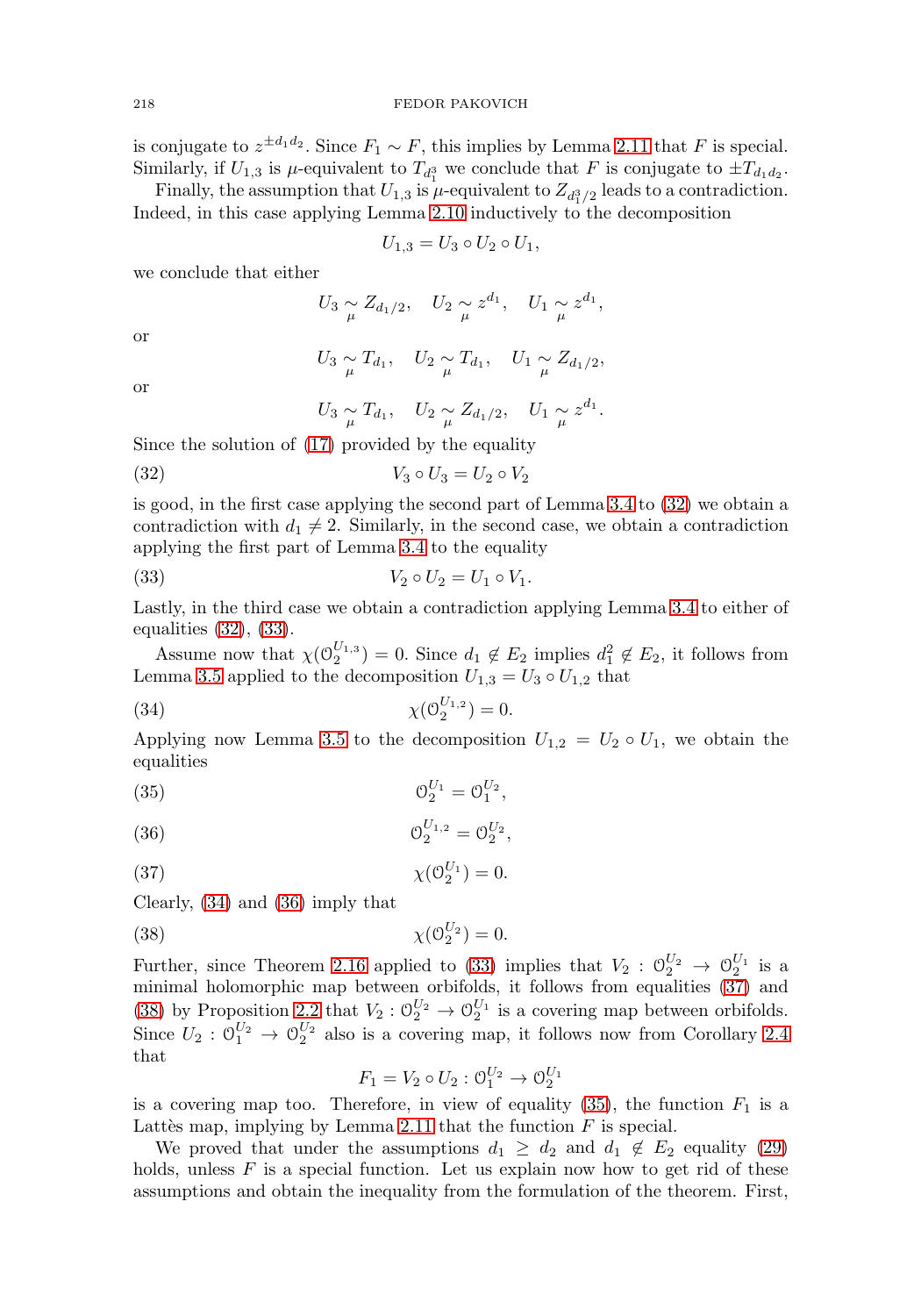is conjugate to $z^{\pm d_1 d_2}$. Since $F_1 \sim F$, this implies by Lemma 2.11 that $F$ is special. Similarly, if $U_{1,3}$ is $\mu$-equivalent to $T_{d_1^3}$ we conclude that $F$ is conjugate to $\pm T_{d_1 d_2}$.

Finally, the assumption that $U_{1,3}$ is $\mu$-equivalent to $Z_{d_1^3/2}$ leads to a contradiction. Indeed, in this case applying Lemma 2.10 inductively to the decomposition

$$U_{1,3} = U_3 \circ U_2 \circ U_1,$$

we conclude that either

$$U_3 \underset{\mu}{\sim} Z_{d_1/2}, \quad U_2 \underset{\mu}{\sim} z^{d_1}, \quad U_1 \underset{\mu}{\sim} z^{d_1},$$

or

$$U_3 \underset{\mu}{\sim} T_{d_1}, \quad U_2 \underset{\mu}{\sim} T_{d_1}, \quad U_1 \underset{\mu}{\sim} Z_{d_1/2},$$

or

$$U_3 \underset{\mu}{\sim} T_{d_1}, \quad U_2 \underset{\mu}{\sim} Z_{d_1/2}, \quad U_1 \underset{\mu}{\sim} z^{d_1}.$$

Since the solution of (17) provided by the equality

$$V_3 \circ U_3 = U_2 \circ V_2 \tag{32}$$

is good, in the first case applying the second part of Lemma 3.4 to (32) we obtain a contradiction with $d_1 \neq 2$. Similarly, in the second case, we obtain a contradiction applying the first part of Lemma 3.4 to the equality

$$V_2 \circ U_2 = U_1 \circ V_1. \tag{33}$$

Lastly, in the third case we obtain a contradiction applying Lemma 3.4 to either of equalities (32), (33).

Assume now that $\chi(\mathcal{O}_2^{U_{1,3}}) = 0$. Since $d_1 \notin E_2$ implies $d_1^2 \notin E_2$, it follows from Lemma 3.5 applied to the decomposition $U_{1,3} = U_3 \circ U_{1,2}$ that

$$\chi(\mathcal{O}_2^{U_{1,2}}) = 0. \tag{34}$$

Applying now Lemma 3.5 to the decomposition $U_{1,2} = U_2 \circ U_1$, we obtain the equalities

$$\mathcal{O}_2^{U_1} = \mathcal{O}_1^{U_2}, \tag{35}$$

$$\mathcal{O}_2^{U_{1,2}} = \mathcal{O}_2^{U_2}, \tag{36}$$

$$\chi(\mathcal{O}_2^{U_1}) = 0. \tag{37}$$

Clearly, (34) and (36) imply that

$$\chi(\mathcal{O}_2^{U_2}) = 0. \tag{38}$$

Further, since Theorem 2.16 applied to (33) implies that $V_2 : \mathcal{O}_2^{U_2} \to \mathcal{O}_2^{U_1}$ is a minimal holomorphic map between orbifolds, it follows from equalities (37) and (38) by Proposition 2.2 that $V_2 : \mathcal{O}_2^{U_2} \to \mathcal{O}_2^{U_1}$ is a covering map between orbifolds. Since $U_2 : \mathcal{O}_1^{U_2} \to \mathcal{O}_2^{U_2}$ also is a covering map, it follows now from Corollary 2.4 that

$$F_1 = V_2 \circ U_2 : \mathcal{O}_1^{U_2} \to \mathcal{O}_2^{U_1}$$

is a covering map too. Therefore, in view of equality (35), the function $F_1$ is a Lattès map, implying by Lemma 2.11 that the function $F$ is special.

We proved that under the assumptions $d_1 \geq d_2$ and $d_1 \notin E_2$ equality (29) holds, unless $F$ is a special function. Let us explain now how to get rid of these assumptions and obtain the inequality from the formulation of the theorem. First,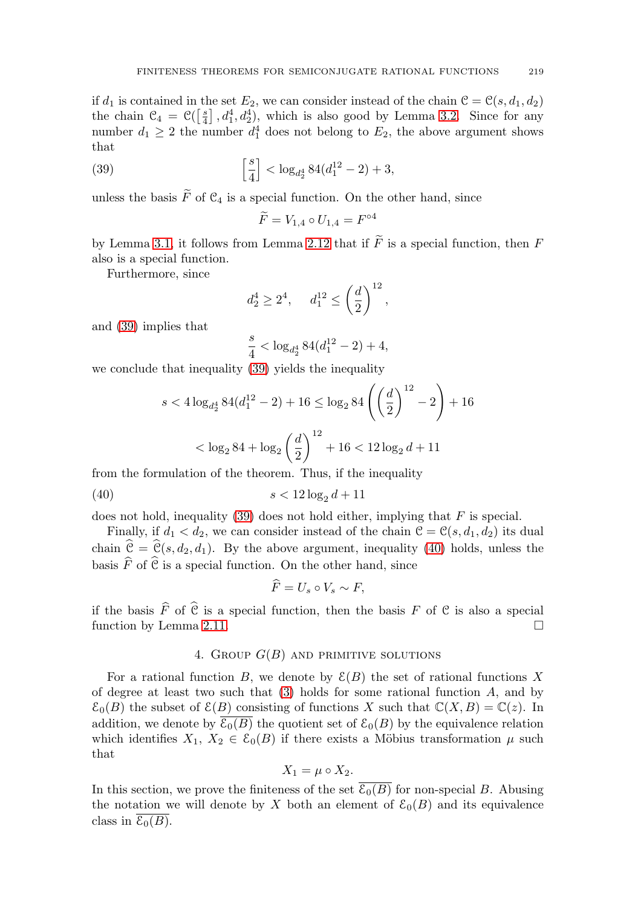if $d_1$ is contained in the set $E_2$, we can consider instead of the chain $\mathcal{C} = \mathcal{C}(s, d_1, d_2)$ the chain $\mathcal{C}_4 = \mathcal{C}(\left[\frac{s}{4}\right], d_1^4, d_2^4)$, which is also good by Lemma 3.2. Since for any number $d_1 \geq 2$ the number $d_1^4$ does not belong to $E_2$, the above argument shows that

$$\left[\frac{s}{4}\right] < \log_{d_2^4} 84(d_1^{12} - 2) + 3, \tag{39}$$

unless the basis $\widetilde{F}$ of $\mathcal{C}_4$ is a special function. On the other hand, since

$$\widetilde{F} = V_{1,4} \circ U_{1,4} = F^{\circ 4}$$

by Lemma 3.1, it follows from Lemma 2.12 that if $\widetilde{F}$ is a special function, then $F$ also is a special function.

Furthermore, since

$$d_2^4 \geq 2^4, \quad d_1^{12} \leq \left(\frac{d}{2}\right)^{12},$$

and (39) implies that

$$\frac{s}{4} < \log_{d_2^4} 84(d_1^{12} - 2) + 4,$$

we conclude that inequality (39) yields the inequality

$$s < 4 \log_{d_2^4} 84(d_1^{12} - 2) + 16 \leq \log_2 84\left(\left(\frac{d}{2}\right)^{12} - 2\right) + 16$$

$$< \log_2 84 + \log_2 \left(\frac{d}{2}\right)^{12} + 16 < 12 \log_2 d + 11$$

from the formulation of the theorem. Thus, if the inequality

$$s < 12 \log_2 d + 11 \tag{40}$$

does not hold, inequality (39) does not hold either, implying that $F$ is special.

Finally, if $d_1 < d_2$, we can consider instead of the chain $\mathcal{C} = \mathcal{C}(s, d_1, d_2)$ its dual chain $\widehat{\mathcal{C}} = \widehat{\mathcal{C}}(s, d_2, d_1)$. By the above argument, inequality (40) holds, unless the basis $\widehat{F}$ of $\widehat{\mathcal{C}}$ is a special function. On the other hand, since

$$\widehat{F} = U_s \circ V_s \sim F,$$

if the basis $\widehat{F}$ of $\widehat{\mathcal{C}}$ is a special function, then the basis $F$ of $\mathcal{C}$ is also a special function by Lemma 2.11. $\square$

## 4. Group $G(B)$ and primitive solutions

For a rational function $B$, we denote by $\mathcal{E}(B)$ the set of rational functions $X$ of degree at least two such that (3) holds for some rational function $A$, and by $\mathcal{E}_0(B)$ the subset of $\mathcal{E}(B)$ consisting of functions $X$ such that $\mathbb{C}(X, B) = \mathbb{C}(z)$. In addition, we denote by $\overline{\mathcal{E}_0(B)}$ the quotient set of $\mathcal{E}_0(B)$ by the equivalence relation which identifies $X_1$, $X_2 \in \mathcal{E}_0(B)$ if there exists a Möbius transformation $\mu$ such that

$$X_1 = \mu \circ X_2.$$

In this section, we prove the finiteness of the set $\overline{\mathcal{E}_0(B)}$ for non-special $B$. Abusing the notation we will denote by $X$ both an element of $\mathcal{E}_0(B)$ and its equivalence class in $\overline{\mathcal{E}_0(B)}$.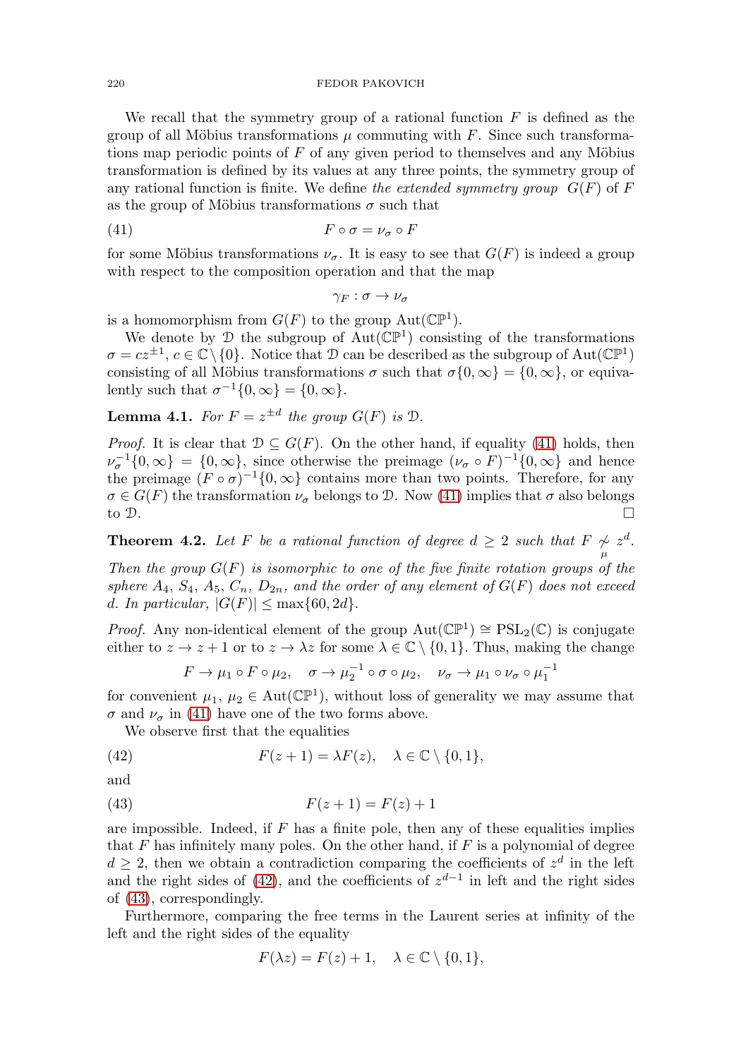We recall that the symmetry group of a rational function $F$ is defined as the group of all Möbius transformations $\mu$ commuting with $F$. Since such transformations map periodic points of $F$ of any given period to themselves and any Möbius transformation is defined by its values at any three points, the symmetry group of any rational function is finite. We define *the extended symmetry group* $G(F)$ of $F$ as the group of Möbius transformations $\sigma$ such that

$$F \circ \sigma = \nu_\sigma \circ F \tag{41}$$

for some Möbius transformations $\nu_\sigma$. It is easy to see that $G(F)$ is indeed a group with respect to the composition operation and that the map

$$\gamma_F : \sigma \to \nu_\sigma$$

is a homomorphism from $G(F)$ to the group $\mathrm{Aut}(\mathbb{CP}^1)$.

We denote by $\mathcal{D}$ the subgroup of $\mathrm{Aut}(\mathbb{CP}^1)$ consisting of the transformations $\sigma = cz^{\pm 1}$, $c \in \mathbb{C} \setminus \{0\}$. Notice that $\mathcal{D}$ can be described as the subgroup of $\mathrm{Aut}(\mathbb{CP}^1)$ consisting of all Möbius transformations $\sigma$ such that $\sigma\{0, \infty\} = \{0, \infty\}$, or equivalently such that $\sigma^{-1}\{0, \infty\} = \{0, \infty\}$.

**Lemma 4.1.** *For $F = z^{\pm d}$ the group $G(F)$ is $\mathcal{D}$.*

*Proof.* It is clear that $\mathcal{D} \subseteq G(F)$. On the other hand, if equality (41) holds, then $\nu_\sigma^{-1}\{0, \infty\} = \{0, \infty\}$, since otherwise the preimage $(\nu_\sigma \circ F)^{-1}\{0, \infty\}$ and hence the preimage $(F \circ \sigma)^{-1}\{0, \infty\}$ contains more than two points. Therefore, for any $\sigma \in G(F)$ the transformation $\nu_\sigma$ belongs to $\mathcal{D}$. Now (41) implies that $\sigma$ also belongs to $\mathcal{D}$. $\square$

**Theorem 4.2.** *Let $F$ be a rational function of degree $d \geq 2$ such that $F \underset{\mu}{\not\sim} z^d$. Then the group $G(F)$ is isomorphic to one of the five finite rotation groups of the sphere $A_4$, $S_4$, $A_5$, $C_n$, $D_{2n}$, and the order of any element of $G(F)$ does not exceed $d$. In particular, $|G(F)| \leq \max\{60, 2d\}$.*

*Proof.* Any non-identical element of the group $\mathrm{Aut}(\mathbb{CP}^1) \cong \mathrm{PSL}_2(\mathbb{C})$ is conjugate either to $z \to z + 1$ or to $z \to \lambda z$ for some $\lambda \in \mathbb{C} \setminus \{0, 1\}$. Thus, making the change

$$F \to \mu_1 \circ F \circ \mu_2, \quad \sigma \to \mu_2^{-1} \circ \sigma \circ \mu_2, \quad \nu_\sigma \to \mu_1 \circ \nu_\sigma \circ \mu_1^{-1}$$

for convenient $\mu_1$, $\mu_2 \in \mathrm{Aut}(\mathbb{CP}^1)$, without loss of generality we may assume that $\sigma$ and $\nu_\sigma$ in (41) have one of the two forms above.

We observe first that the equalities

$$F(z + 1) = \lambda F(z), \quad \lambda \in \mathbb{C} \setminus \{0, 1\}, \tag{42}$$

and

$$F(z + 1) = F(z) + 1 \tag{43}$$

are impossible. Indeed, if $F$ has a finite pole, then any of these equalities implies that $F$ has infinitely many poles. On the other hand, if $F$ is a polynomial of degree $d \geq 2$, then we obtain a contradiction comparing the coefficients of $z^d$ in the left and the right sides of (42), and the coefficients of $z^{d-1}$ in left and the right sides of (43), correspondingly.

Furthermore, comparing the free terms in the Laurent series at infinity of the left and the right sides of the equality

$$F(\lambda z) = F(z) + 1, \quad \lambda \in \mathbb{C} \setminus \{0, 1\},$$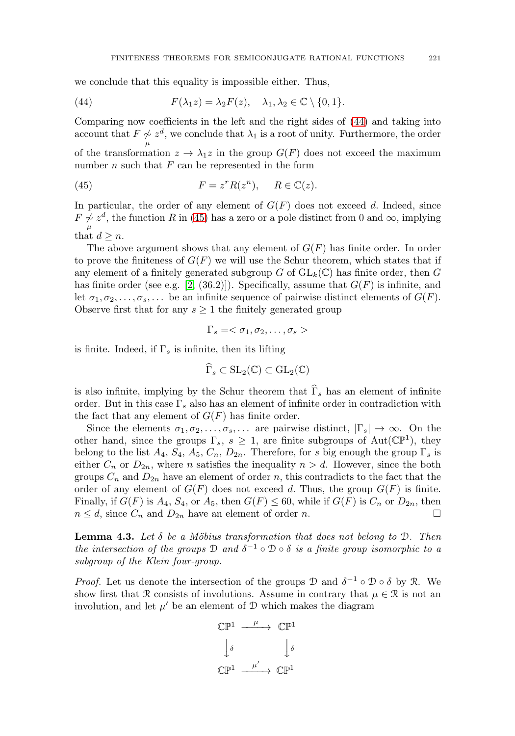we conclude that this equality is impossible either. Thus,

$$F(\lambda_1 z) = \lambda_2 F(z), \quad \lambda_1, \lambda_2 \in \mathbb{C} \setminus \{0, 1\}. \tag{44}$$

Comparing now coefficients in the left and the right sides of (44) and taking into account that $F \underset{\mu}{\not\sim} z^d$, we conclude that $\lambda_1$ is a root of unity. Furthermore, the order of the transformation $z \to \lambda_1 z$ in the group $G(F)$ does not exceed the maximum number $n$ such that $F$ can be represented in the form

$$F = z^r R(z^n), \quad R \in \mathbb{C}(z). \tag{45}$$

In particular, the order of any element of $G(F)$ does not exceed $d$. Indeed, since $F \underset{\mu}{\not\sim} z^d$, the function $R$ in (45) has a zero or a pole distinct from 0 and $\infty$, implying that $d \geq n$.

The above argument shows that any element of $G(F)$ has finite order. In order to prove the finiteness of $G(F)$ we will use the Schur theorem, which states that if any element of a finitely generated subgroup $G$ of $\mathrm{GL}_k(\mathbb{C})$ has finite order, then $G$ has finite order (see e.g. [2, (36.2)]). Specifically, assume that $G(F)$ is infinite, and let $\sigma_1, \sigma_2, \dots, \sigma_s, \dots$ be an infinite sequence of pairwise distinct elements of $G(F)$. Observe first that for any $s \geq 1$ the finitely generated group

$$\Gamma_s = <\sigma_1, \sigma_2, \dots, \sigma_s>$$

is finite. Indeed, if $\Gamma_s$ is infinite, then its lifting

$$\widehat{\Gamma}_s \subset \mathrm{SL}_2(\mathbb{C}) \subset \mathrm{GL}_2(\mathbb{C})$$

is also infinite, implying by the Schur theorem that $\widehat{\Gamma}_s$ has an element of infinite order. But in this case $\Gamma_s$ also has an element of infinite order in contradiction with the fact that any element of $G(F)$ has finite order.

Since the elements $\sigma_1, \sigma_2, \dots, \sigma_s, \dots$ are pairwise distinct, $|\Gamma_s| \to \infty$. On the other hand, since the groups $\Gamma_s$, $s \geq 1$, are finite subgroups of $\mathrm{Aut}(\mathbb{CP}^1)$, they belong to the list $A_4$, $S_4$, $A_5$, $C_n$, $D_{2n}$. Therefore, for $s$ big enough the group $\Gamma_s$ is either $C_n$ or $D_{2n}$, where $n$ satisfies the inequality $n > d$. However, since the both groups $C_n$ and $D_{2n}$ have an element of order $n$, this contradicts to the fact that the order of any element of $G(F)$ does not exceed $d$. Thus, the group $G(F)$ is finite. Finally, if $G(F)$ is $A_4$, $S_4$, or $A_5$, then $G(F) \leq 60$, while if $G(F)$ is $C_n$ or $D_{2n}$, then $n \leq d$, since $C_n$ and $D_{2n}$ have an element of order $n$. □

**Lemma 4.3.** *Let $\delta$ be a Möbius transformation that does not belong to $\mathcal{D}$. Then the intersection of the groups $\mathcal{D}$ and $\delta^{-1} \circ \mathcal{D} \circ \delta$ is a finite group isomorphic to a subgroup of the Klein four-group.*

*Proof.* Let us denote the intersection of the groups $\mathcal{D}$ and $\delta^{-1} \circ \mathcal{D} \circ \delta$ by $\mathcal{R}$. We show first that $\mathcal{R}$ consists of involutions. Assume in contrary that $\mu \in \mathcal{R}$ is not an involution, and let $\mu'$ be an element of $\mathcal{D}$ which makes the diagram

$$\begin{array}{ccc} \mathbb{CP}^1 & \xrightarrow{\ \mu\ } & \mathbb{CP}^1 \\ \big\downarrow \delta & & \big\downarrow \delta \\ \mathbb{CP}^1 & \xrightarrow{\ \mu'\ } & \mathbb{CP}^1 \end{array}$$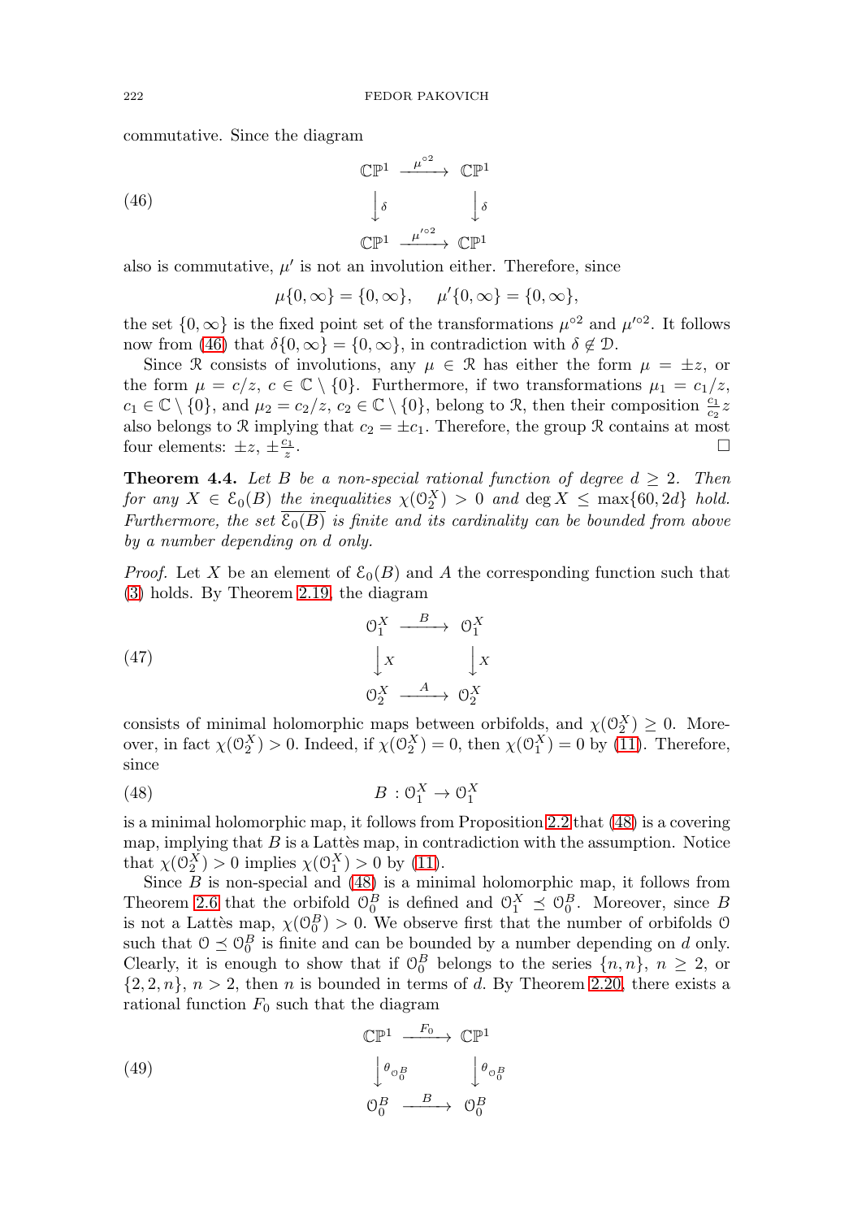commutative. Since the diagram

$$
\begin{array}{ccc}
\mathbb{CP}^1 & \xrightarrow{\mu^{\circ 2}} & \mathbb{CP}^1 \\
\downarrow \delta & & \downarrow \delta \\
\mathbb{CP}^1 & \xrightarrow{\mu'^{\circ 2}} & \mathbb{CP}^1
\end{array} \tag{46}
$$

also is commutative, $\mu'$ is not an involution either. Therefore, since

$$\mu\{0,\infty\} = \{0,\infty\}, \quad \mu'\{0,\infty\} = \{0,\infty\},$$

the set $\{0,\infty\}$ is the fixed point set of the transformations $\mu^{\circ 2}$ and $\mu'^{\circ 2}$. It follows now from (46) that $\delta\{0,\infty\} = \{0,\infty\}$, in contradiction with $\delta \notin \mathcal{D}$.

Since $\mathcal{R}$ consists of involutions, any $\mu \in \mathcal{R}$ has either the form $\mu = \pm z$, or the form $\mu = c/z$, $c \in \mathbb{C} \setminus \{0\}$. Furthermore, if two transformations $\mu_1 = c_1/z$, $c_1 \in \mathbb{C} \setminus \{0\}$, and $\mu_2 = c_2/z$, $c_2 \in \mathbb{C} \setminus \{0\}$, belong to $\mathcal{R}$, then their composition $\frac{c_1}{c_2}z$ also belongs to $\mathcal{R}$ implying that $c_2 = \pm c_1$. Therefore, the group $\mathcal{R}$ contains at most four elements: $\pm z$, $\pm \frac{c_1}{z}$. □

**Theorem 4.4.** *Let $B$ be a non-special rational function of degree $d \geq 2$. Then for any $X \in \mathcal{E}_0(B)$ the inequalities $\chi(\mathcal{O}_2^X) > 0$ and $\deg X \leq \max\{60, 2d\}$ hold. Furthermore, the set $\overline{\mathcal{E}_0(B)}$ is finite and its cardinality can be bounded from above by a number depending on $d$ only.*

*Proof.* Let $X$ be an element of $\mathcal{E}_0(B)$ and $A$ the corresponding function such that (3) holds. By Theorem 2.19, the diagram

$$
\begin{array}{ccc}
\mathcal{O}_1^X & \xrightarrow{B} & \mathcal{O}_1^X \\
\downarrow X & & \downarrow X \\
\mathcal{O}_2^X & \xrightarrow{A} & \mathcal{O}_2^X
\end{array} \tag{47}
$$

consists of minimal holomorphic maps between orbifolds, and $\chi(\mathcal{O}_2^X) \geq 0$. Moreover, in fact $\chi(\mathcal{O}_2^X) > 0$. Indeed, if $\chi(\mathcal{O}_2^X) = 0$, then $\chi(\mathcal{O}_1^X) = 0$ by (11). Therefore, since

$$B : \mathcal{O}_1^X \to \mathcal{O}_1^X \tag{48}$$

is a minimal holomorphic map, it follows from Proposition 2.2 that (48) is a covering map, implying that $B$ is a Lattès map, in contradiction with the assumption. Notice that $\chi(\mathcal{O}_2^X) > 0$ implies $\chi(\mathcal{O}_1^X) > 0$ by (11).

Since $B$ is non-special and (48) is a minimal holomorphic map, it follows from Theorem 2.6 that the orbifold $\mathcal{O}_0^B$ is defined and $\mathcal{O}_1^X \preceq \mathcal{O}_0^B$. Moreover, since $B$ is not a Lattès map, $\chi(\mathcal{O}_0^B) > 0$. We observe first that the number of orbifolds $\mathcal{O}$ such that $\mathcal{O} \preceq \mathcal{O}_0^B$ is finite and can be bounded by a number depending on $d$ only. Clearly, it is enough to show that if $\mathcal{O}_0^B$ belongs to the series $\{n, n\}$, $n \geq 2$, or $\{2, 2, n\}$, $n > 2$, then $n$ is bounded in terms of $d$. By Theorem 2.20, there exists a rational function $F_0$ such that the diagram

$$
\begin{array}{ccc}
\mathbb{CP}^1 & \xrightarrow{F_0} & \mathbb{CP}^1 \\
\downarrow \theta_{\mathcal{O}_0^B} & & \downarrow \theta_{\mathcal{O}_0^B} \\
\mathcal{O}_0^B & \xrightarrow{B} & \mathcal{O}_0^B
\end{array} \tag{49}
$$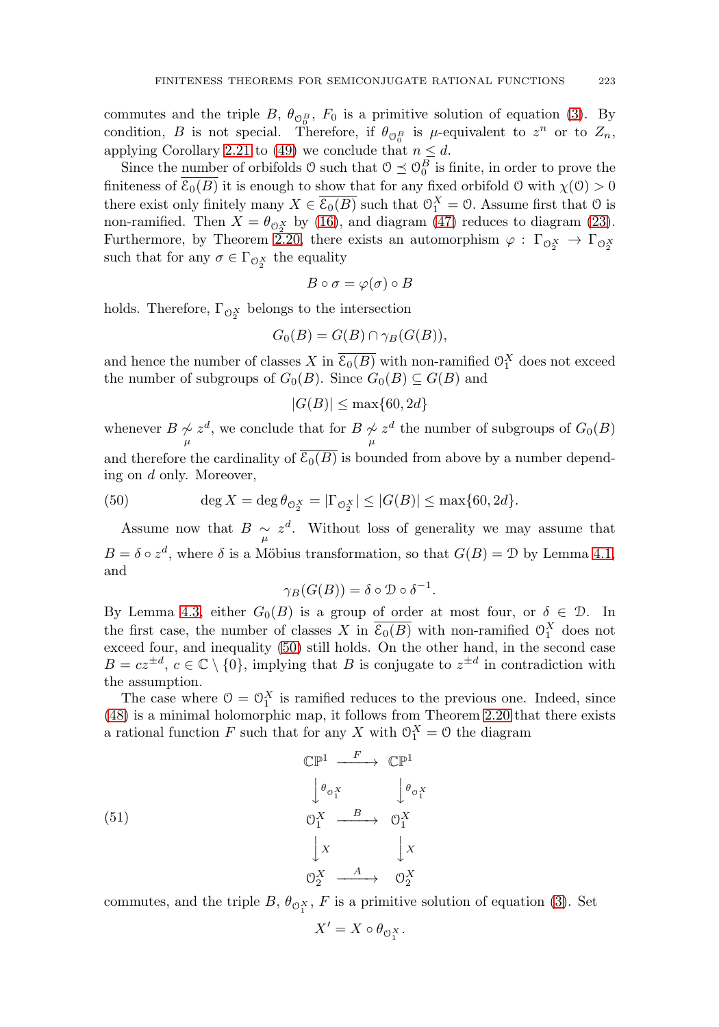commutes and the triple $B$, $\theta_{\mathcal{O}_0^B}$, $F_0$ is a primitive solution of equation (3). By condition, $B$ is not special. Therefore, if $\theta_{\mathcal{O}_0^B}$ is $\mu$-equivalent to $z^n$ or to $Z_n$, applying Corollary 2.21 to (49) we conclude that $n \leq d$.

Since the number of orbifolds $\mathcal{O}$ such that $\mathcal{O} \preceq \mathcal{O}_0^B$ is finite, in order to prove the finiteness of $\overline{\mathcal{E}_0(B)}$ it is enough to show that for any fixed orbifold $\mathcal{O}$ with $\chi(\mathcal{O}) > 0$ there exist only finitely many $X \in \overline{\mathcal{E}_0(B)}$ such that $\mathcal{O}_1^X = \mathcal{O}$. Assume first that $\mathcal{O}$ is non-ramified. Then $X = \theta_{\mathcal{O}_2^X}$ by (16), and diagram (47) reduces to diagram (23). Furthermore, by Theorem 2.20, there exists an automorphism $\varphi : \Gamma_{\mathcal{O}_2^X} \to \Gamma_{\mathcal{O}_2^X}$ such that for any $\sigma \in \Gamma_{\mathcal{O}_2^X}$ the equality

$$B \circ \sigma = \varphi(\sigma) \circ B$$

holds. Therefore, $\Gamma_{\mathcal{O}_2^X}$ belongs to the intersection

$$G_0(B) = G(B) \cap \gamma_B(G(B)),$$

and hence the number of classes $X$ in $\overline{\mathcal{E}_0(B)}$ with non-ramified $\mathcal{O}_1^X$ does not exceed the number of subgroups of $G_0(B)$. Since $G_0(B) \subseteq G(B)$ and

$$|G(B)| \leq \max\{60, 2d\}$$

whenever $B \underset{\mu}{\not\sim} z^d$, we conclude that for $B \underset{\mu}{\not\sim} z^d$ the number of subgroups of $G_0(B)$ and therefore the cardinality of $\overline{\mathcal{E}_0(B)}$ is bounded from above by a number depending on $d$ only. Moreover,

$$\deg X = \deg \theta_{\mathcal{O}_2^X} = |\Gamma_{\mathcal{O}_2^X}| \leq |G(B)| \leq \max\{60, 2d\}. \tag{50}$$

Assume now that $B \underset{\mu}{\sim} z^d$. Without loss of generality we may assume that $B = \delta \circ z^d$, where $\delta$ is a Möbius transformation, so that $G(B) = \mathcal{D}$ by Lemma 4.1, and

$$\gamma_B(G(B)) = \delta \circ \mathcal{D} \circ \delta^{-1}.$$

By Lemma 4.3, either $G_0(B)$ is a group of order at most four, or $\delta \in \mathcal{D}$. In the first case, the number of classes $X$ in $\overline{\mathcal{E}_0(B)}$ with non-ramified $\mathcal{O}_1^X$ does not exceed four, and inequality (50) still holds. On the other hand, in the second case $B = cz^{\pm d}$, $c \in \mathbb{C} \setminus \{0\}$, implying that $B$ is conjugate to $z^{\pm d}$ in contradiction with the assumption.

The case where $\mathcal{O} = \mathcal{O}_1^X$ is ramified reduces to the previous one. Indeed, since (48) is a minimal holomorphic map, it follows from Theorem 2.20 that there exists a rational function $F$ such that for any $X$ with $\mathcal{O}_1^X = \mathcal{O}$ the diagram

$$\begin{array}{ccc} \mathbb{CP}^1 & \xrightarrow{F} & \mathbb{CP}^1 \\ \big\downarrow \theta_{\mathcal{O}_1^X} & & \big\downarrow \theta_{\mathcal{O}_1^X} \\ \mathcal{O}_1^X & \xrightarrow{B} & \mathcal{O}_1^X \\ \big\downarrow X & & \big\downarrow X \\ \mathcal{O}_2^X & \xrightarrow{A} & \mathcal{O}_2^X \end{array} \tag{51}$$

commutes, and the triple $B$, $\theta_{\mathcal{O}_1^X}$, $F$ is a primitive solution of equation (3). Set

$$X' = X \circ \theta_{\mathcal{O}_1^X}.$$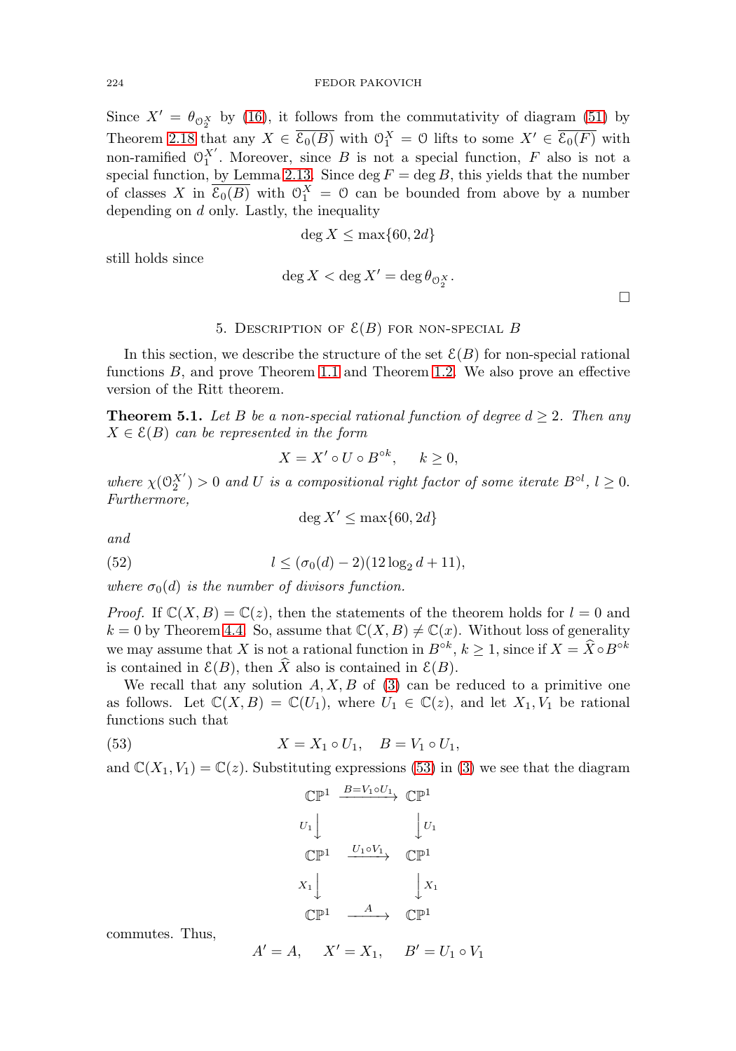Since $X' = \theta_{\mathcal{O}_2^X}$ by (16), it follows from the commutativity of diagram (51) by Theorem 2.18 that any $X \in \overline{\mathcal{E}_0(B)}$ with $\mathcal{O}_1^X = \mathcal{O}$ lifts to some $X' \in \overline{\mathcal{E}_0(F)}$ with non-ramified $\mathcal{O}_1^{X'}$. Moreover, since $B$ is not a special function, $F$ also is not a special function, by Lemma 2.13. Since $\deg F = \deg B$, this yields that the number of classes $X$ in $\overline{\mathcal{E}_0(B)}$ with $\mathcal{O}_1^X = \mathcal{O}$ can be bounded from above by a number depending on $d$ only. Lastly, the inequality

$$\deg X \leq \max\{60, 2d\}$$

still holds since

$$\deg X < \deg X' = \deg \theta_{\mathcal{O}_2^X}.$$

□

## 5. Description of $\mathcal{E}(B)$ for non-special $B$

In this section, we describe the structure of the set $\mathcal{E}(B)$ for non-special rational functions $B$, and prove Theorem 1.1 and Theorem 1.2. We also prove an effective version of the Ritt theorem.

**Theorem 5.1.** *Let $B$ be a non-special rational function of degree $d \geq 2$. Then any $X \in \mathcal{E}(B)$ can be represented in the form*

$$X = X' \circ U \circ B^{\circ k}, \qquad k \geq 0,$$

*where $\chi(\mathcal{O}_2^{X'}) > 0$ and $U$ is a compositional right factor of some iterate $B^{\circ l}$, $l \geq 0$. Furthermore,*

$$\deg X' \leq \max\{60, 2d\}$$

*and*

$$l \leq (\sigma_0(d) - 2)(12 \log_2 d + 11), \tag{52}$$

*where $\sigma_0(d)$ is the number of divisors function.*

*Proof.* If $\mathbb{C}(X, B) = \mathbb{C}(z)$, then the statements of the theorem holds for $l = 0$ and $k = 0$ by Theorem 4.4. So, assume that $\mathbb{C}(X, B) \neq \mathbb{C}(x)$. Without loss of generality we may assume that $X$ is not a rational function in $B^{\circ k}$, $k \geq 1$, since if $X = \widehat{X} \circ B^{\circ k}$ is contained in $\mathcal{E}(B)$, then $\widehat{X}$ also is contained in $\mathcal{E}(B)$.

We recall that any solution $A, X, B$ of (3) can be reduced to a primitive one as follows. Let $\mathbb{C}(X, B) = \mathbb{C}(U_1)$, where $U_1 \in \mathbb{C}(z)$, and let $X_1, V_1$ be rational functions such that

$$X = X_1 \circ U_1, \quad B = V_1 \circ U_1, \tag{53}$$

and $\mathbb{C}(X_1, V_1) = \mathbb{C}(z)$. Substituting expressions (53) in (3) we see that the diagram

$$\begin{array}{ccc}
\mathbb{CP}^1 & \xrightarrow{B = V_1 \circ U_1} & \mathbb{CP}^1 \\
{\scriptstyle U_1}\downarrow & & \downarrow{\scriptstyle U_1} \\
\mathbb{CP}^1 & \xrightarrow{U_1 \circ V_1} & \mathbb{CP}^1 \\
{\scriptstyle X_1}\downarrow & & \downarrow{\scriptstyle X_1} \\
\mathbb{CP}^1 & \xrightarrow{A} & \mathbb{CP}^1
\end{array}$$

commutes. Thus,

$$A' = A, \qquad X' = X_1, \qquad B' = U_1 \circ V_1$$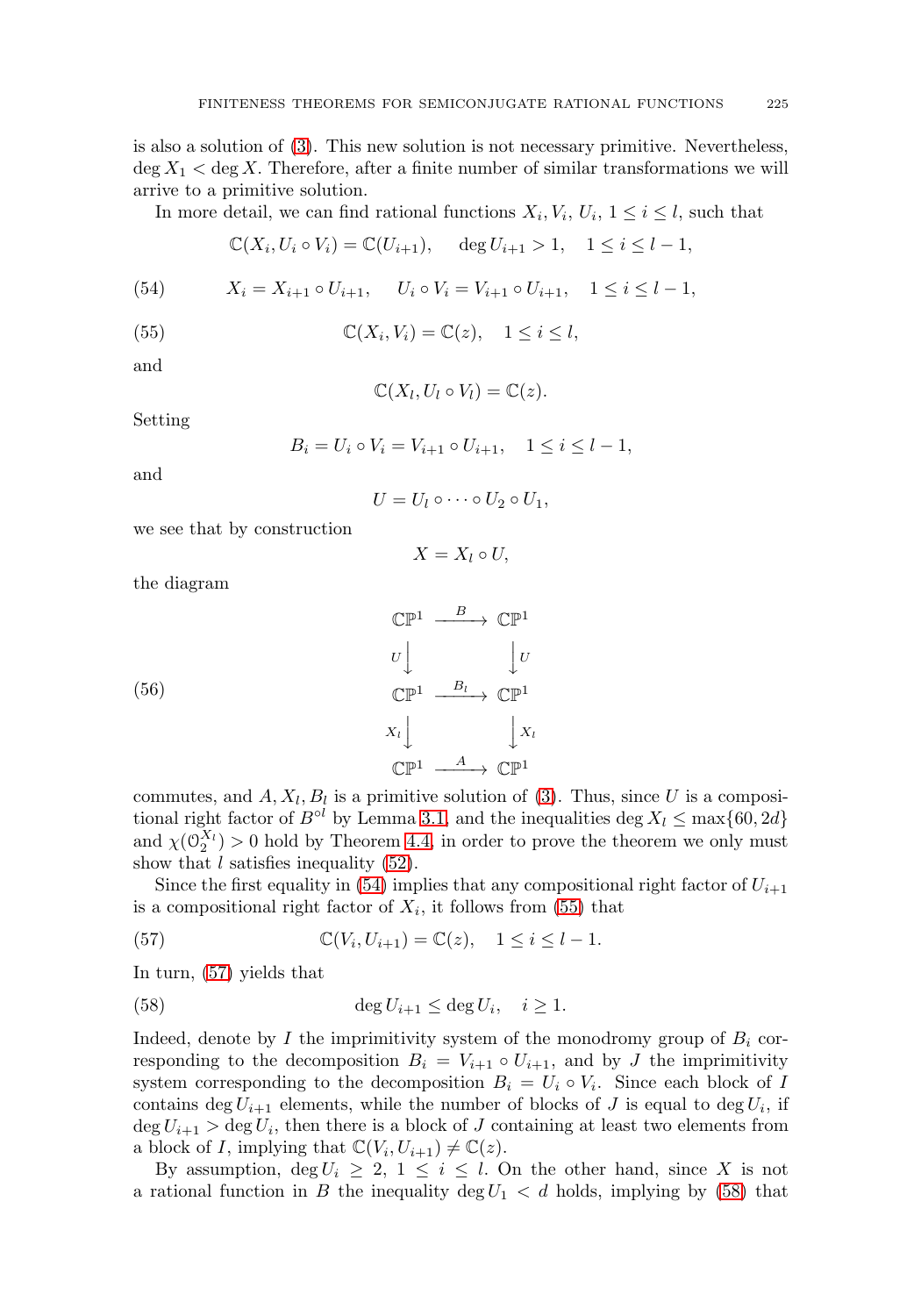is also a solution of (3). This new solution is not necessary primitive. Nevertheless, $\deg X_1 < \deg X$. Therefore, after a finite number of similar transformations we will arrive to a primitive solution.

In more detail, we can find rational functions $X_i, V_i, U_i$, $1 \leq i \leq l$, such that

$$\mathbb{C}(X_i, U_i \circ V_i) = \mathbb{C}(U_{i+1}), \quad \deg U_{i+1} > 1, \quad 1 \leq i \leq l-1,$$

$$X_i = X_{i+1} \circ U_{i+1}, \quad U_i \circ V_i = V_{i+1} \circ U_{i+1}, \quad 1 \leq i \leq l-1, \tag{54}$$

$$\mathbb{C}(X_i, V_i) = \mathbb{C}(z), \quad 1 \leq i \leq l, \tag{55}$$

and

$$\mathbb{C}(X_l, U_l \circ V_l) = \mathbb{C}(z).$$

Setting

$$B_i = U_i \circ V_i = V_{i+1} \circ U_{i+1}, \quad 1 \leq i \leq l-1,$$

and

$$U = U_l \circ \cdots \circ U_2 \circ U_1,$$

we see that by construction

$$X = X_l \circ U,$$

the diagram

$$\begin{array}{ccc}
\mathbb{CP}^1 & \xrightarrow{B} & \mathbb{CP}^1 \\
U \downarrow & & \downarrow U \\
\mathbb{CP}^1 & \xrightarrow{B_l} & \mathbb{CP}^1 \\
X_l \downarrow & & \downarrow X_l \\
\mathbb{CP}^1 & \xrightarrow{A} & \mathbb{CP}^1
\end{array} \tag{56}$$

commutes, and $A, X_l, B_l$ is a primitive solution of (3). Thus, since $U$ is a compositional right factor of $B^{\circ l}$ by Lemma 3.1, and the inequalities $\deg X_l \leq \max\{60, 2d\}$ and $\chi(\mathcal{O}_2^{X_l}) > 0$ hold by Theorem 4.4, in order to prove the theorem we only must show that $l$ satisfies inequality (52).

Since the first equality in (54) implies that any compositional right factor of $U_{i+1}$ is a compositional right factor of $X_i$, it follows from (55) that

$$\mathbb{C}(V_i, U_{i+1}) = \mathbb{C}(z), \quad 1 \leq i \leq l-1. \tag{57}$$

In turn, (57) yields that

$$\deg U_{i+1} \leq \deg U_i, \quad i \geq 1. \tag{58}$$

Indeed, denote by $I$ the imprimitivity system of the monodromy group of $B_i$ corresponding to the decomposition $B_i = V_{i+1} \circ U_{i+1}$, and by $J$ the imprimitivity system corresponding to the decomposition $B_i = U_i \circ V_i$. Since each block of $I$ contains $\deg U_{i+1}$ elements, while the number of blocks of $J$ is equal to $\deg U_i$, if $\deg U_{i+1} > \deg U_i$, then there is a block of $J$ containing at least two elements from a block of $I$, implying that $\mathbb{C}(V_i, U_{i+1}) \neq \mathbb{C}(z)$.

By assumption, $\deg U_i \geq 2$, $1 \leq i \leq l$. On the other hand, since $X$ is not a rational function in $B$ the inequality $\deg U_1 < d$ holds, implying by (58) that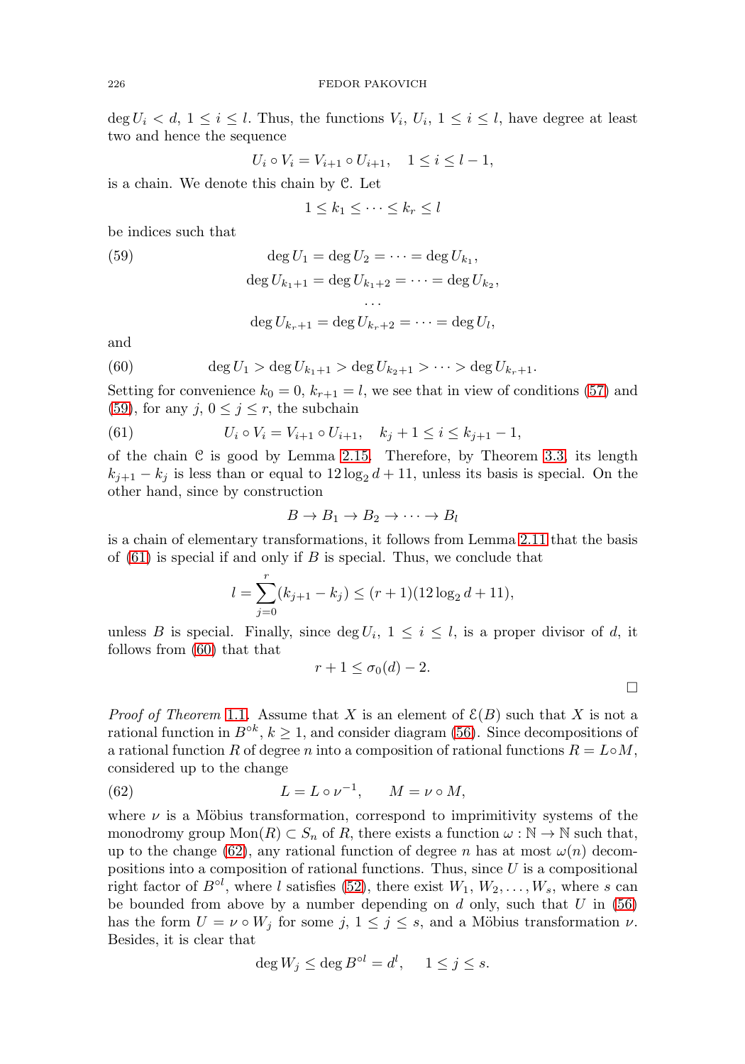$\deg U_i < d$, $1 \le i \le l$. Thus, the functions $V_i$, $U_i$, $1 \le i \le l$, have degree at least two and hence the sequence

$$U_i \circ V_i = V_{i+1} \circ U_{i+1}, \quad 1 \le i \le l-1,$$

is a chain. We denote this chain by $\mathcal{C}$. Let

$$1 \le k_1 \le \cdots \le k_r \le l$$

be indices such that

$$\begin{gathered}
\deg U_1 = \deg U_2 = \cdots = \deg U_{k_1}, \\
\deg U_{k_1+1} = \deg U_{k_1+2} = \cdots = \deg U_{k_2}, \\
\cdots \\
\deg U_{k_r+1} = \deg U_{k_r+2} = \cdots = \deg U_l,
\end{gathered} \tag{59}$$

and

$$\deg U_1 > \deg U_{k_1+1} > \deg U_{k_2+1} > \cdots > \deg U_{k_r+1}. \tag{60}$$

Setting for convenience $k_0 = 0$, $k_{r+1} = l$, we see that in view of conditions (57) and (59), for any $j$, $0 \le j \le r$, the subchain

$$U_i \circ V_i = V_{i+1} \circ U_{i+1}, \quad k_j + 1 \le i \le k_{j+1} - 1, \tag{61}$$

of the chain $\mathcal{C}$ is good by Lemma 2.15. Therefore, by Theorem 3.3, its length $k_{j+1} - k_j$ is less than or equal to $12 \log_2 d + 11$, unless its basis is special. On the other hand, since by construction

$$B \to B_1 \to B_2 \to \cdots \to B_l$$

is a chain of elementary transformations, it follows from Lemma 2.11 that the basis of (61) is special if and only if $B$ is special. Thus, we conclude that

$$l = \sum_{j=0}^{r} (k_{j+1} - k_j) \le (r+1)(12 \log_2 d + 11),$$

unless $B$ is special. Finally, since $\deg U_i$, $1 \le i \le l$, is a proper divisor of $d$, it follows from (60) that that

$$r + 1 \le \sigma_0(d) - 2.$$

$\square$

*Proof of Theorem* 1.1. Assume that $X$ is an element of $\mathcal{E}(B)$ such that $X$ is not a rational function in $B^{\circ k}$, $k \ge 1$, and consider diagram (56). Since decompositions of a rational function $R$ of degree $n$ into a composition of rational functions $R = L \circ M$, considered up to the change

$$L = L \circ \nu^{-1}, \qquad M = \nu \circ M, \tag{62}$$

where $\nu$ is a Möbius transformation, correspond to imprimitivity systems of the monodromy group $\mathrm{Mon}(R) \subset S_n$ of $R$, there exists a function $\omega : \mathbb{N} \to \mathbb{N}$ such that, up to the change (62), any rational function of degree $n$ has at most $\omega(n)$ decompositions into a composition of rational functions. Thus, since $U$ is a compositional right factor of $B^{\circ l}$, where $l$ satisfies (52), there exist $W_1, W_2, \dots, W_s$, where $s$ can be bounded from above by a number depending on $d$ only, such that $U$ in (56) has the form $U = \nu \circ W_j$ for some $j$, $1 \le j \le s$, and a Möbius transformation $\nu$. Besides, it is clear that

$$\deg W_j \le \deg B^{\circ l} = d^l, \quad 1 \le j \le s.$$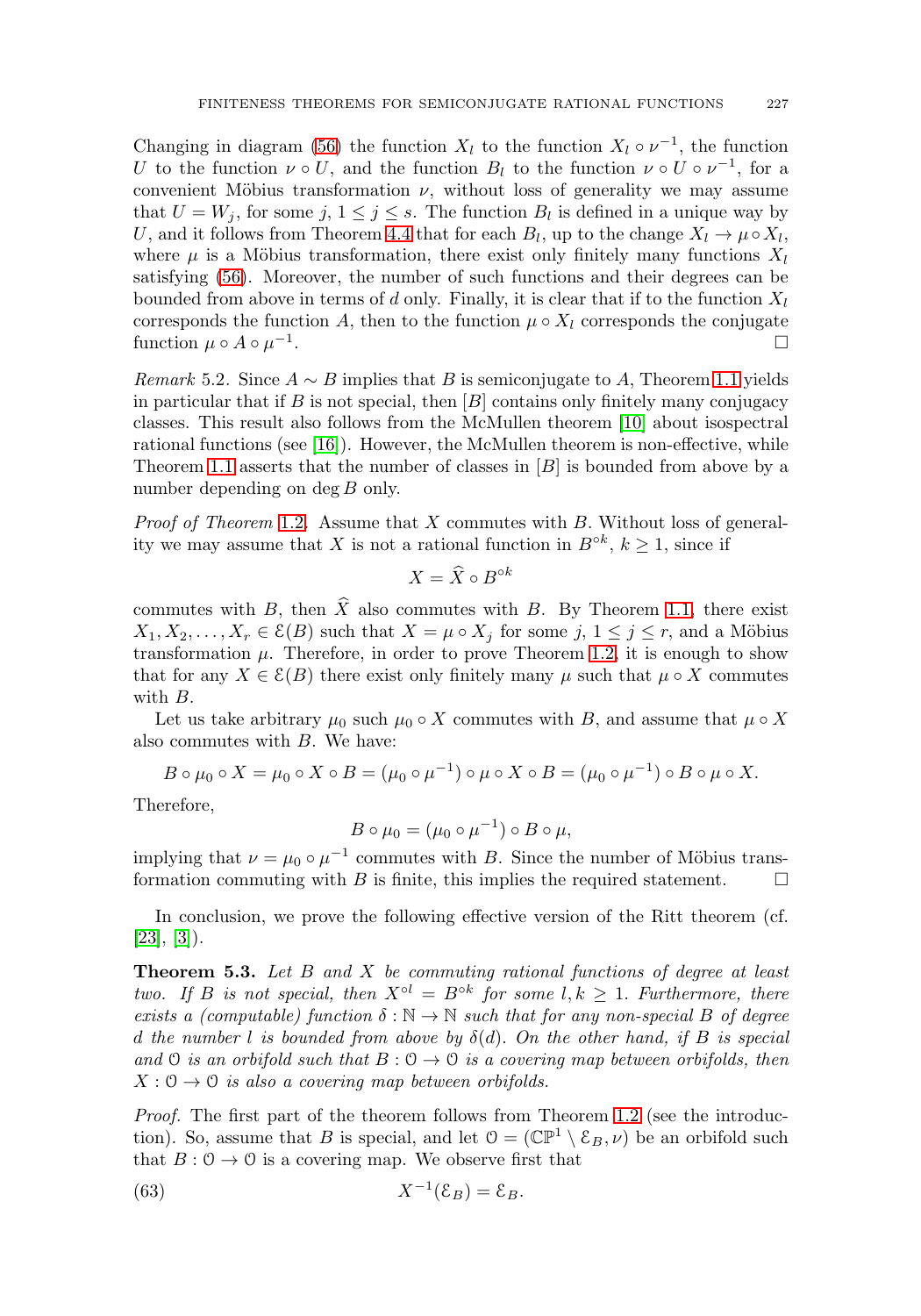Changing in diagram (56) the function $X_l$ to the function $X_l \circ \nu^{-1}$, the function $U$ to the function $\nu \circ U$, and the function $B_l$ to the function $\nu \circ U \circ \nu^{-1}$, for a convenient Möbius transformation $\nu$, without loss of generality we may assume that $U = W_j$, for some $j$, $1 \leq j \leq s$. The function $B_l$ is defined in a unique way by $U$, and it follows from Theorem 4.4 that for each $B_l$, up to the change $X_l \to \mu \circ X_l$, where $\mu$ is a Möbius transformation, there exist only finitely many functions $X_l$ satisfying (56). Moreover, the number of such functions and their degrees can be bounded from above in terms of $d$ only. Finally, it is clear that if to the function $X_l$ corresponds the function $A$, then to the function $\mu \circ X_l$ corresponds the conjugate function $\mu \circ A \circ \mu^{-1}$. $\square$

*Remark* 5.2. Since $A \sim B$ implies that $B$ is semiconjugate to $A$, Theorem 1.1 yields in particular that if $B$ is not special, then $[B]$ contains only finitely many conjugacy classes. This result also follows from the McMullen theorem [10] about isospectral rational functions (see [16]). However, the McMullen theorem is non-effective, while Theorem 1.1 asserts that the number of classes in $[B]$ is bounded from above by a number depending on $\deg B$ only.

*Proof of Theorem* 1.2. Assume that $X$ commutes with $B$. Without loss of generality we may assume that $X$ is not a rational function in $B^{\circ k}$, $k \geq 1$, since if

$$X = \widehat{X} \circ B^{\circ k}$$

commutes with $B$, then $\widehat{X}$ also commutes with $B$. By Theorem 1.1, there exist $X_1, X_2, \dots, X_r \in \mathcal{E}(B)$ such that $X = \mu \circ X_j$ for some $j$, $1 \leq j \leq r$, and a Möbius transformation $\mu$. Therefore, in order to prove Theorem 1.2, it is enough to show that for any $X \in \mathcal{E}(B)$ there exist only finitely many $\mu$ such that $\mu \circ X$ commutes with $B$.

Let us take arbitrary $\mu_0$ such $\mu_0 \circ X$ commutes with $B$, and assume that $\mu \circ X$ also commutes with $B$. We have:

$$B \circ \mu_0 \circ X = \mu_0 \circ X \circ B = (\mu_0 \circ \mu^{-1}) \circ \mu \circ X \circ B = (\mu_0 \circ \mu^{-1}) \circ B \circ \mu \circ X.$$

Therefore,

$$B \circ \mu_0 = (\mu_0 \circ \mu^{-1}) \circ B \circ \mu,$$

implying that $\nu = \mu_0 \circ \mu^{-1}$ commutes with $B$. Since the number of Möbius transformation commuting with $B$ is finite, this implies the required statement. $\square$

In conclusion, we prove the following effective version of the Ritt theorem (cf. [23], [3]).

**Theorem 5.3.** *Let $B$ and $X$ be commuting rational functions of degree at least two. If $B$ is not special, then $X^{\circ l} = B^{\circ k}$ for some $l, k \geq 1$. Furthermore, there exists a (computable) function $\delta : \mathbb{N} \to \mathbb{N}$ such that for any non-special $B$ of degree $d$ the number $l$ is bounded from above by $\delta(d)$. On the other hand, if $B$ is special and $\mathcal{O}$ is an orbifold such that $B : \mathcal{O} \to \mathcal{O}$ is a covering map between orbifolds, then $X : \mathcal{O} \to \mathcal{O}$ is also a covering map between orbifolds.*

*Proof.* The first part of the theorem follows from Theorem 1.2 (see the introduction). So, assume that $B$ is special, and let $\mathcal{O} = (\mathbb{CP}^1 \setminus \mathcal{E}_B, \nu)$ be an orbifold such that $B : \mathcal{O} \to \mathcal{O}$ is a covering map. We observe first that

$$X^{-1}(\mathcal{E}_B) = \mathcal{E}_B. \tag{63}$$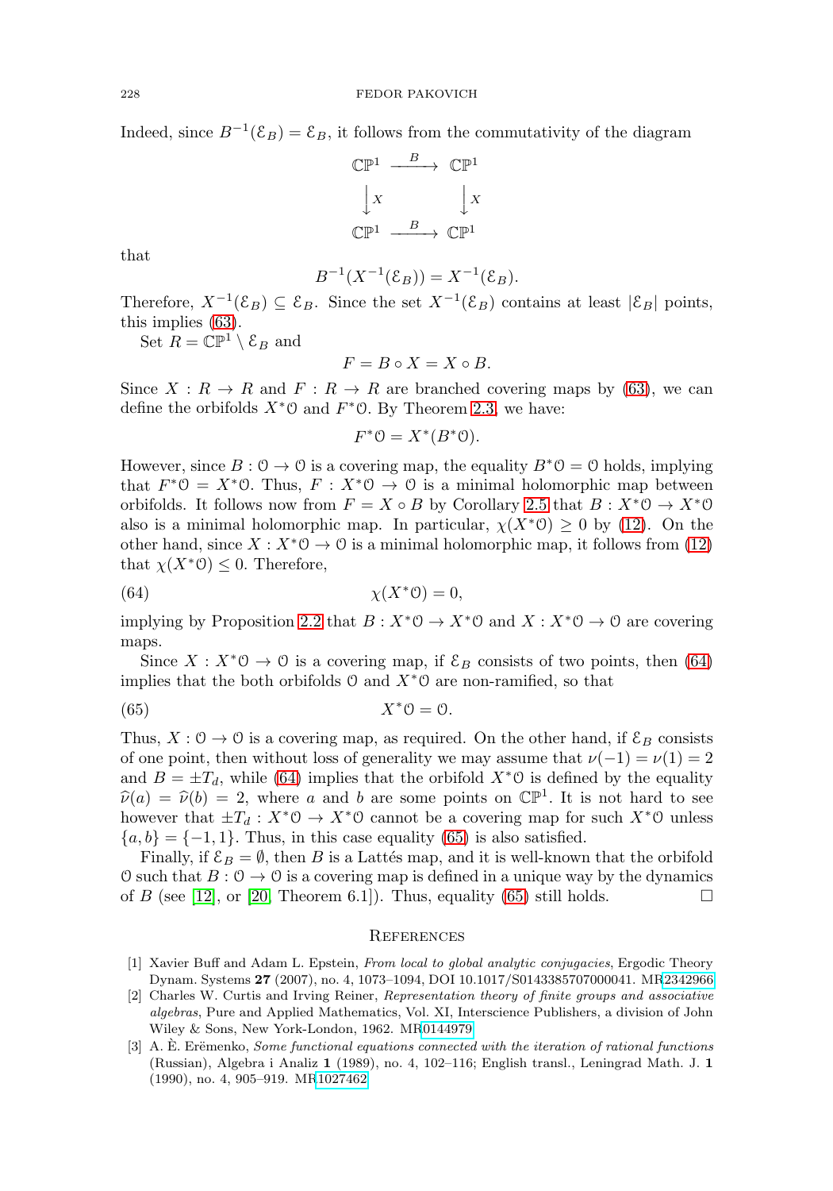Indeed, since $B^{-1}(\mathcal{E}_B) = \mathcal{E}_B$, it follows from the commutativity of the diagram

$$\begin{array}{ccc} \mathbb{CP}^1 & \xrightarrow{B} & \mathbb{CP}^1 \\ \downarrow X & & \downarrow X \\ \mathbb{CP}^1 & \xrightarrow{B} & \mathbb{CP}^1 \end{array}$$

that

$$B^{-1}(X^{-1}(\mathcal{E}_B)) = X^{-1}(\mathcal{E}_B).$$

Therefore, $X^{-1}(\mathcal{E}_B) \subseteq \mathcal{E}_B$. Since the set $X^{-1}(\mathcal{E}_B)$ contains at least $|\mathcal{E}_B|$ points, this implies (63).

Set $R = \mathbb{CP}^1 \setminus \mathcal{E}_B$ and

$$F = B \circ X = X \circ B.$$

Since $X : R \to R$ and $F : R \to R$ are branched covering maps by (63), we can define the orbifolds $X^*\mathcal{O}$ and $F^*\mathcal{O}$. By Theorem 2.3, we have:

$$F^*\mathcal{O} = X^*(B^*\mathcal{O}).$$

However, since $B : \mathcal{O} \to \mathcal{O}$ is a covering map, the equality $B^*\mathcal{O} = \mathcal{O}$ holds, implying that $F^*\mathcal{O} = X^*\mathcal{O}$. Thus, $F : X^*\mathcal{O} \to \mathcal{O}$ is a minimal holomorphic map between orbifolds. It follows now from $F = X \circ B$ by Corollary 2.5 that $B : X^*\mathcal{O} \to X^*\mathcal{O}$ also is a minimal holomorphic map. In particular, $\chi(X^*\mathcal{O}) \geq 0$ by (12). On the other hand, since $X : X^*\mathcal{O} \to \mathcal{O}$ is a minimal holomorphic map, it follows from (12) that $\chi(X^*\mathcal{O}) \leq 0$. Therefore,

$$\chi(X^*\mathcal{O}) = 0, \tag{64}$$

implying by Proposition 2.2 that $B : X^*\mathcal{O} \to X^*\mathcal{O}$ and $X : X^*\mathcal{O} \to \mathcal{O}$ are covering maps.

Since $X : X^*\mathcal{O} \to \mathcal{O}$ is a covering map, if $\mathcal{E}_B$ consists of two points, then (64) implies that the both orbifolds $\mathcal{O}$ and $X^*\mathcal{O}$ are non-ramified, so that

$$X^*\mathcal{O} = \mathcal{O}. \tag{65}$$

Thus, $X : \mathcal{O} \to \mathcal{O}$ is a covering map, as required. On the other hand, if $\mathcal{E}_B$ consists of one point, then without loss of generality we may assume that $\nu(-1) = \nu(1) = 2$ and $B = \pm T_d$, while (64) implies that the orbifold $X^*\mathcal{O}$ is defined by the equality $\widehat{\nu}(a) = \widehat{\nu}(b) = 2$, where $a$ and $b$ are some points on $\mathbb{CP}^1$. It is not hard to see however that $\pm T_d : X^*\mathcal{O} \to X^*\mathcal{O}$ cannot be a covering map for such $X^*\mathcal{O}$ unless $\{a, b\} = \{-1, 1\}$. Thus, in this case equality (65) is also satisfied.

Finally, if $\mathcal{E}_B = \emptyset$, then $B$ is a Lattés map, and it is well-known that the orbifold $\mathcal{O}$ such that $B : \mathcal{O} \to \mathcal{O}$ is a covering map is defined in a unique way by the dynamics of $B$ (see [12], or [20, Theorem 6.1]). Thus, equality (65) still holds. □

## References

[1] Xavier Buff and Adam L. Epstein, *From local to global analytic conjugacies*, Ergodic Theory Dynam. Systems **27** (2007), no. 4, 1073–1094, DOI 10.1017/S0143385707000041. MR2342966

[2] Charles W. Curtis and Irving Reiner, *Representation theory of finite groups and associative algebras*, Pure and Applied Mathematics, Vol. XI, Interscience Publishers, a division of John Wiley & Sons, New York-London, 1962. MR0144979

[3] A. È. Erëmenko, *Some functional equations connected with the iteration of rational functions* (Russian), Algebra i Analiz **1** (1989), no. 4, 102–116; English transl., Leningrad Math. J. **1** (1990), no. 4, 905–919. MR1027462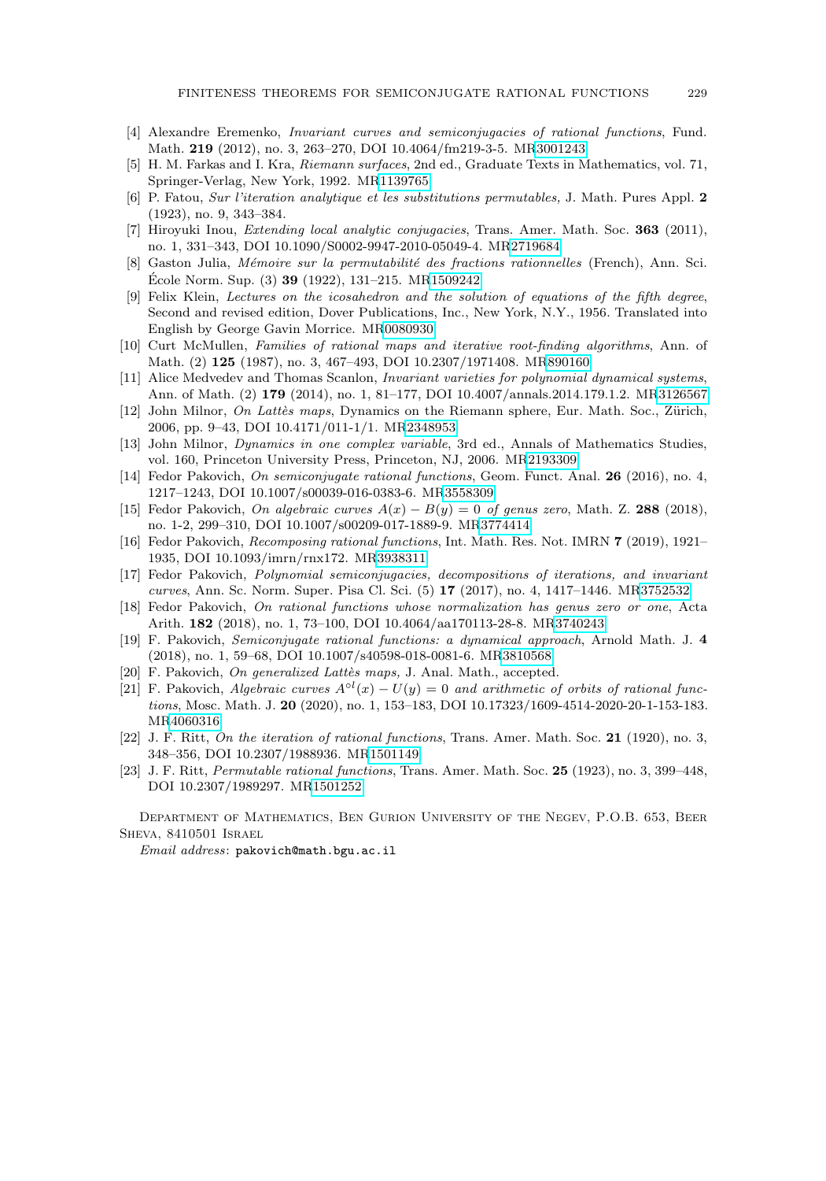[4] Alexandre Eremenko, *Invariant curves and semiconjugacies of rational functions*, Fund. Math. **219** (2012), no. 3, 263–270, DOI 10.4064/fm219-3-5. MR3001243

[5] H. M. Farkas and I. Kra, *Riemann surfaces*, 2nd ed., Graduate Texts in Mathematics, vol. 71, Springer-Verlag, New York, 1992. MR1139765

[6] P. Fatou, *Sur l'iteration analytique et les substitutions permutables,* J. Math. Pures Appl. **2** (1923), no. 9, 343–384.

[7] Hiroyuki Inou, *Extending local analytic conjugacies*, Trans. Amer. Math. Soc. **363** (2011), no. 1, 331–343, DOI 10.1090/S0002-9947-2010-05049-4. MR2719684

[8] Gaston Julia, *Mémoire sur la permutabilité des fractions rationnelles* (French), Ann. Sci. École Norm. Sup. (3) **39** (1922), 131–215. MR1509242

[9] Felix Klein, *Lectures on the icosahedron and the solution of equations of the fifth degree*, Second and revised edition, Dover Publications, Inc., New York, N.Y., 1956. Translated into English by George Gavin Morrice. MR0080930

[10] Curt McMullen, *Families of rational maps and iterative root-finding algorithms*, Ann. of Math. (2) **125** (1987), no. 3, 467–493, DOI 10.2307/1971408. MR890160

[11] Alice Medvedev and Thomas Scanlon, *Invariant varieties for polynomial dynamical systems*, Ann. of Math. (2) **179** (2014), no. 1, 81–177, DOI 10.4007/annals.2014.179.1.2. MR3126567

[12] John Milnor, *On Lattès maps*, Dynamics on the Riemann sphere, Eur. Math. Soc., Zürich, 2006, pp. 9–43, DOI 10.4171/011-1/1. MR2348953

[13] John Milnor, *Dynamics in one complex variable*, 3rd ed., Annals of Mathematics Studies, vol. 160, Princeton University Press, Princeton, NJ, 2006. MR2193309

[14] Fedor Pakovich, *On semiconjugate rational functions*, Geom. Funct. Anal. **26** (2016), no. 4, 1217–1243, DOI 10.1007/s00039-016-0383-6. MR3558309

[15] Fedor Pakovich, *On algebraic curves $A(x) - B(y) = 0$ of genus zero*, Math. Z. **288** (2018), no. 1-2, 299–310, DOI 10.1007/s00209-017-1889-9. MR3774414

[16] Fedor Pakovich, *Recomposing rational functions*, Int. Math. Res. Not. IMRN **7** (2019), 1921–1935, DOI 10.1093/imrn/rnx172. MR3938311

[17] Fedor Pakovich, *Polynomial semiconjugacies, decompositions of iterations, and invariant curves*, Ann. Sc. Norm. Super. Pisa Cl. Sci. (5) **17** (2017), no. 4, 1417–1446. MR3752532

[18] Fedor Pakovich, *On rational functions whose normalization has genus zero or one*, Acta Arith. **182** (2018), no. 1, 73–100, DOI 10.4064/aa170113-28-8. MR3740243

[19] F. Pakovich, *Semiconjugate rational functions: a dynamical approach*, Arnold Math. J. **4** (2018), no. 1, 59–68, DOI 10.1007/s40598-018-0081-6. MR3810568

[20] F. Pakovich, *On generalized Lattès maps,* J. Anal. Math., accepted.

[21] F. Pakovich, *Algebraic curves $A^{\circ l}(x) - U(y) = 0$ and arithmetic of orbits of rational functions*, Mosc. Math. J. **20** (2020), no. 1, 153–183, DOI 10.17323/1609-4514-2020-20-1-153-183. MR4060316

[22] J. F. Ritt, *On the iteration of rational functions*, Trans. Amer. Math. Soc. **21** (1920), no. 3, 348–356, DOI 10.2307/1988936. MR1501149

[23] J. F. Ritt, *Permutable rational functions*, Trans. Amer. Math. Soc. **25** (1923), no. 3, 399–448, DOI 10.2307/1989297. MR1501252

Department of Mathematics, Ben Gurion University of the Negev, P.O.B. 653, Beer Sheva, 8410501 Israel

*Email address*: pakovich@math.bgu.ac.il